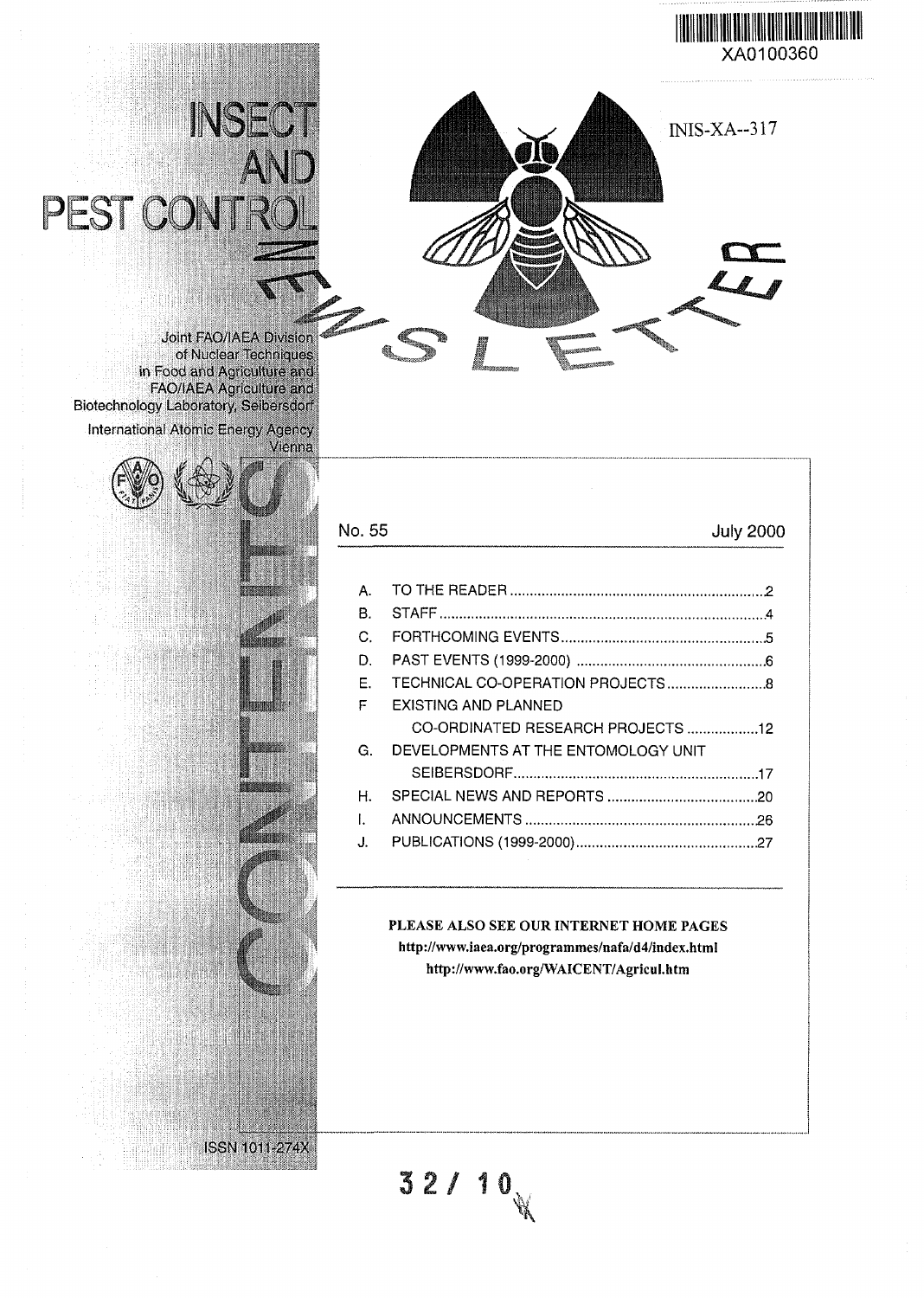XA0100360

INIS-XA--317

# INSECT AND PEST CONTROL NEWSLETTER

Joint FAO/IAEA Division of Nuclear Techniques in Food and Agriculture and FAO/IAEA Agriculture and Biotechnology Laboratory, Seibersdorf

International Atomic Energy Agency Vienna

## CONTENTS

No. 55 — July 2000

| | | |
|---|---|---|
| A. | TO THE READER | 2 |
| B. | STAFF | 4 |
| C. | FORTHCOMING EVENTS | 5 |
| D. | PAST EVENTS (1999-2000) | 6 |
| E. | TECHNICAL CO-OPERATION PROJECTS | 8 |
| F | EXISTING AND PLANNED CO-ORDINATED RESEARCH PROJECTS | 12 |
| G. | DEVELOPMENTS AT THE ENTOMOLOGY UNIT SEIBERSDORF | 17 |
| H. | SPECIAL NEWS AND REPORTS | 20 |
| I. | ANNOUNCEMENTS | 26 |
| J. | PUBLICATIONS (1999-2000) | 27 |

**PLEASE ALSO SEE OUR INTERNET HOME PAGES**
**http://www.iaea.org/programmes/nafa/d4/index.html**
**http://www.fao.org/WAICENT/Agricul.htm**

ISSN 1011-274X

32 / 10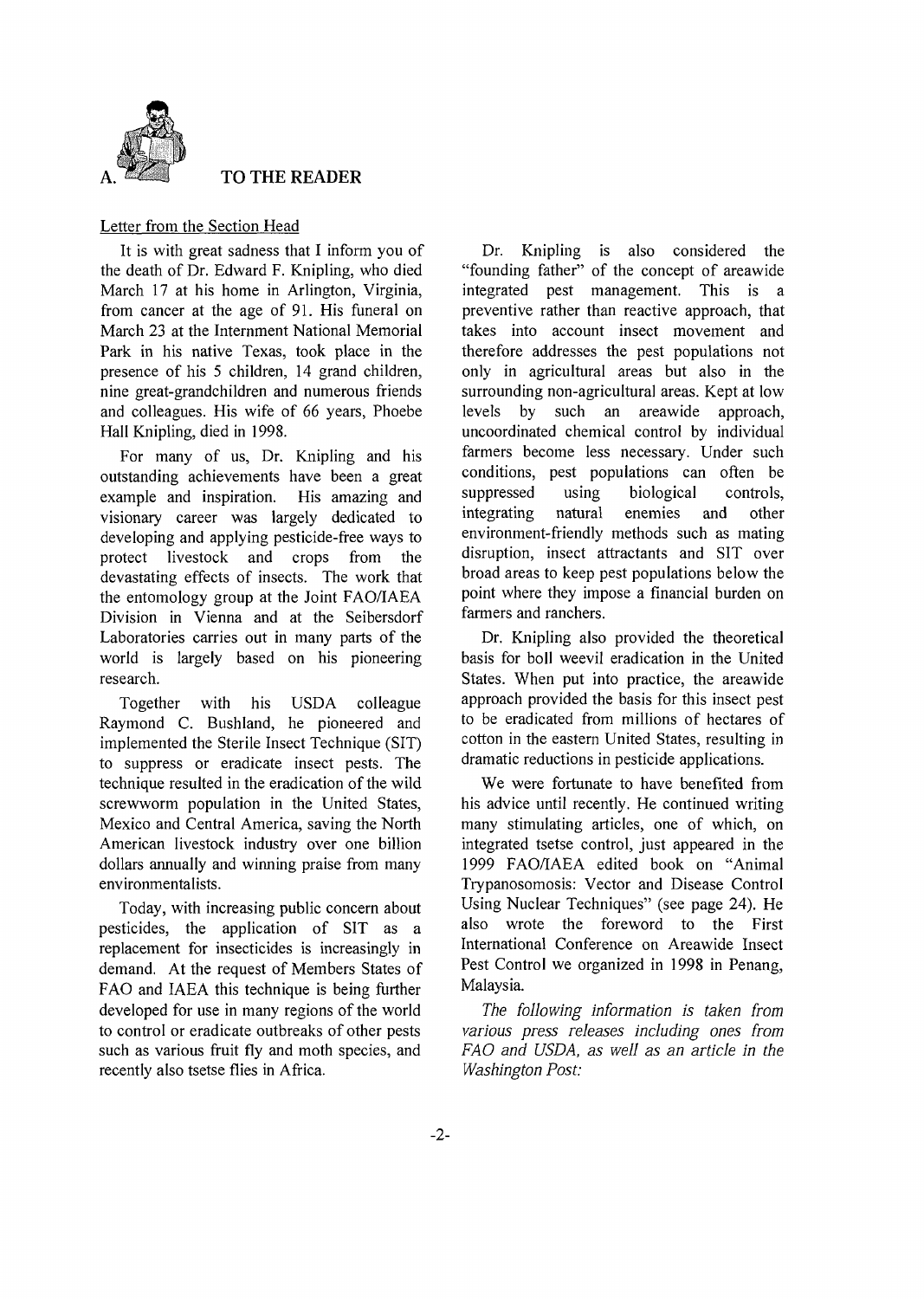## A. TO THE READER

Letter from the Section Head

It is with great sadness that I inform you of the death of Dr. Edward F. Knipling, who died March 17 at his home in Arlington, Virginia, from cancer at the age of 91. His funeral on March 23 at the Internment National Memorial Park in his native Texas, took place in the presence of his 5 children, 14 grand children, nine great-grandchildren and numerous friends and colleagues. His wife of 66 years, Phoebe Hall Knipling, died in 1998.

For many of us, Dr. Knipling and his outstanding achievements have been a great example and inspiration. His amazing and visionary career was largely dedicated to developing and applying pesticide-free ways to protect livestock and crops from the devastating effects of insects. The work that the entomology group at the Joint FAO/IAEA Division in Vienna and at the Seibersdorf Laboratories carries out in many parts of the world is largely based on his pioneering research.

Together with his USDA colleague Raymond C. Bushland, he pioneered and implemented the Sterile Insect Technique (SIT) to suppress or eradicate insect pests. The technique resulted in the eradication of the wild screwworm population in the United States, Mexico and Central America, saving the North American livestock industry over one billion dollars annually and winning praise from many environmentalists.

Today, with increasing public concern about pesticides, the application of SIT as a replacement for insecticides is increasingly in demand. At the request of Members States of FAO and IAEA this technique is being further developed for use in many regions of the world to control or eradicate outbreaks of other pests such as various fruit fly and moth species, and recently also tsetse flies in Africa.

Dr. Knipling is also considered the "founding father" of the concept of areawide integrated pest management. This is a preventive rather than reactive approach, that takes into account insect movement and therefore addresses the pest populations not only in agricultural areas but also in the surrounding non-agricultural areas. Kept at low levels by such an areawide approach, uncoordinated chemical control by individual farmers become less necessary. Under such conditions, pest populations can often be suppressed using biological controls, integrating natural enemies and other environment-friendly methods such as mating disruption, insect attractants and SIT over broad areas to keep pest populations below the point where they impose a financial burden on farmers and ranchers.

Dr. Knipling also provided the theoretical basis for boll weevil eradication in the United States. When put into practice, the areawide approach provided the basis for this insect pest to be eradicated from millions of hectares of cotton in the eastern United States, resulting in dramatic reductions in pesticide applications.

We were fortunate to have benefited from his advice until recently. He continued writing many stimulating articles, one of which, on integrated tsetse control, just appeared in the 1999 FAO/IAEA edited book on "Animal Trypanosomosis: Vector and Disease Control Using Nuclear Techniques" (see page 24). He also wrote the foreword to the First International Conference on Areawide Insect Pest Control we organized in 1998 in Penang, Malaysia.

*The following information is taken from various press releases including ones from FAO and USDA, as well as an article in the Washington Post:*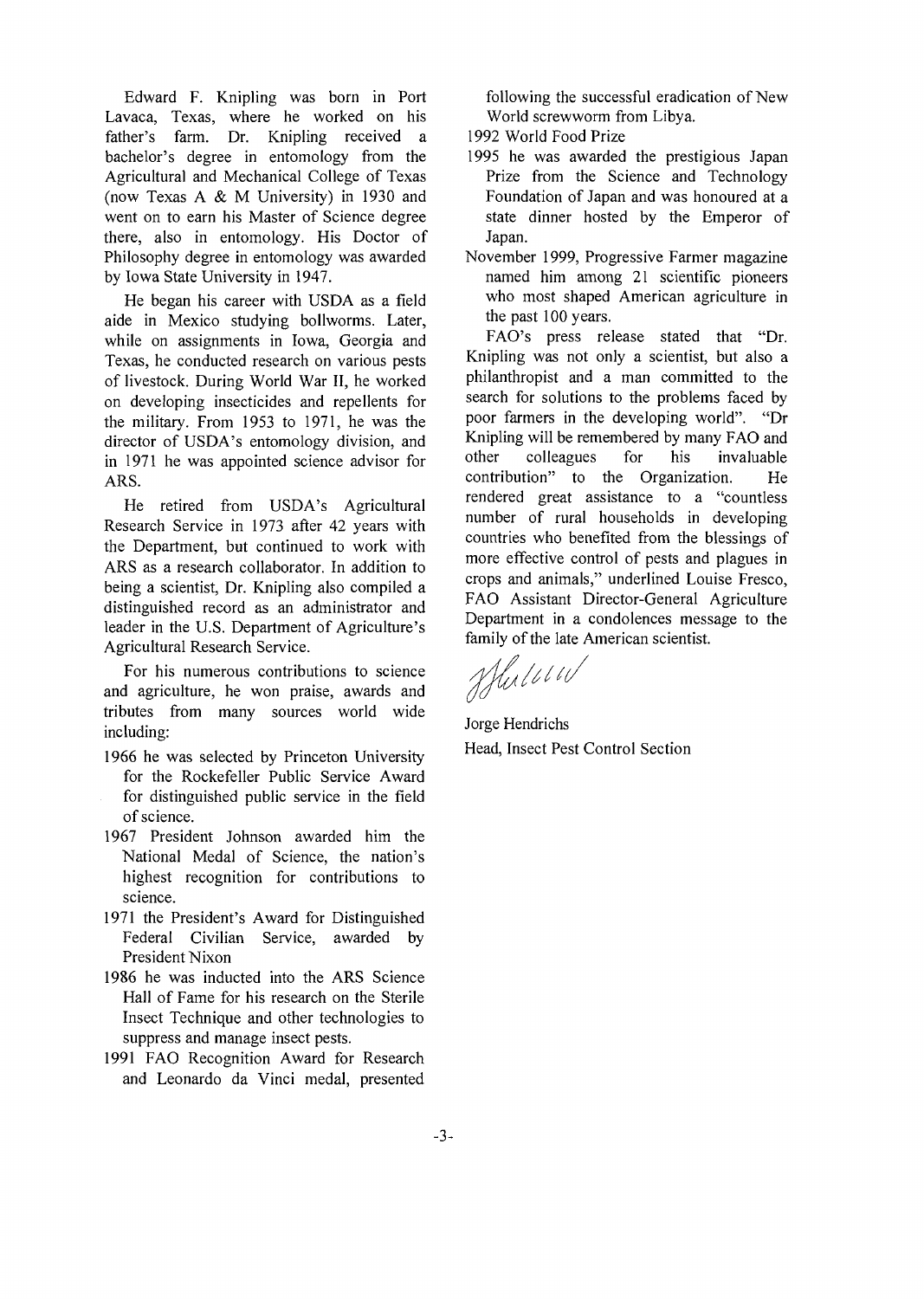Edward F. Knipling was born in Port Lavaca, Texas, where he worked on his father's farm. Dr. Knipling received a bachelor's degree in entomology from the Agricultural and Mechanical College of Texas (now Texas A & M University) in 1930 and went on to earn his Master of Science degree there, also in entomology. His Doctor of Philosophy degree in entomology was awarded by Iowa State University in 1947.

He began his career with USDA as a field aide in Mexico studying bollworms. Later, while on assignments in Iowa, Georgia and Texas, he conducted research on various pests of livestock. During World War II, he worked on developing insecticides and repellents for the military. From 1953 to 1971, he was the director of USDA's entomology division, and in 1971 he was appointed science advisor for ARS.

He retired from USDA's Agricultural Research Service in 1973 after 42 years with the Department, but continued to work with ARS as a research collaborator. In addition to being a scientist, Dr. Knipling also compiled a distinguished record as an administrator and leader in the U.S. Department of Agriculture's Agricultural Research Service.

For his numerous contributions to science and agriculture, he won praise, awards and tributes from many sources world wide including:

- 1966 he was selected by Princeton University for the Rockefeller Public Service Award for distinguished public service in the field of science.
- 1967 President Johnson awarded him the National Medal of Science, the nation's highest recognition for contributions to science.
- 1971 the President's Award for Distinguished Federal Civilian Service, awarded by President Nixon
- 1986 he was inducted into the ARS Science Hall of Fame for his research on the Sterile Insect Technique and other technologies to suppress and manage insect pests.
- 1991 FAO Recognition Award for Research and Leonardo da Vinci medal, presented following the successful eradication of New World screwworm from Libya.
- 1992 World Food Prize
- 1995 he was awarded the prestigious Japan Prize from the Science and Technology Foundation of Japan and was honoured at a state dinner hosted by the Emperor of Japan.
- November 1999, Progressive Farmer magazine named him among 21 scientific pioneers who most shaped American agriculture in the past 100 years.

FAO's press release stated that "Dr. Knipling was not only a scientist, but also a philanthropist and a man committed to the search for solutions to the problems faced by poor farmers in the developing world". "Dr Knipling will be remembered by many FAO and other colleagues for his invaluable contribution" to the Organization. He rendered great assistance to a "countless number of rural households in developing countries who benefited from the blessings of more effective control of pests and plagues in crops and animals," underlined Louise Fresco, FAO Assistant Director-General Agriculture Department in a condolences message to the family of the late American scientist.

Jorge Hendrichs
Head, Insect Pest Control Section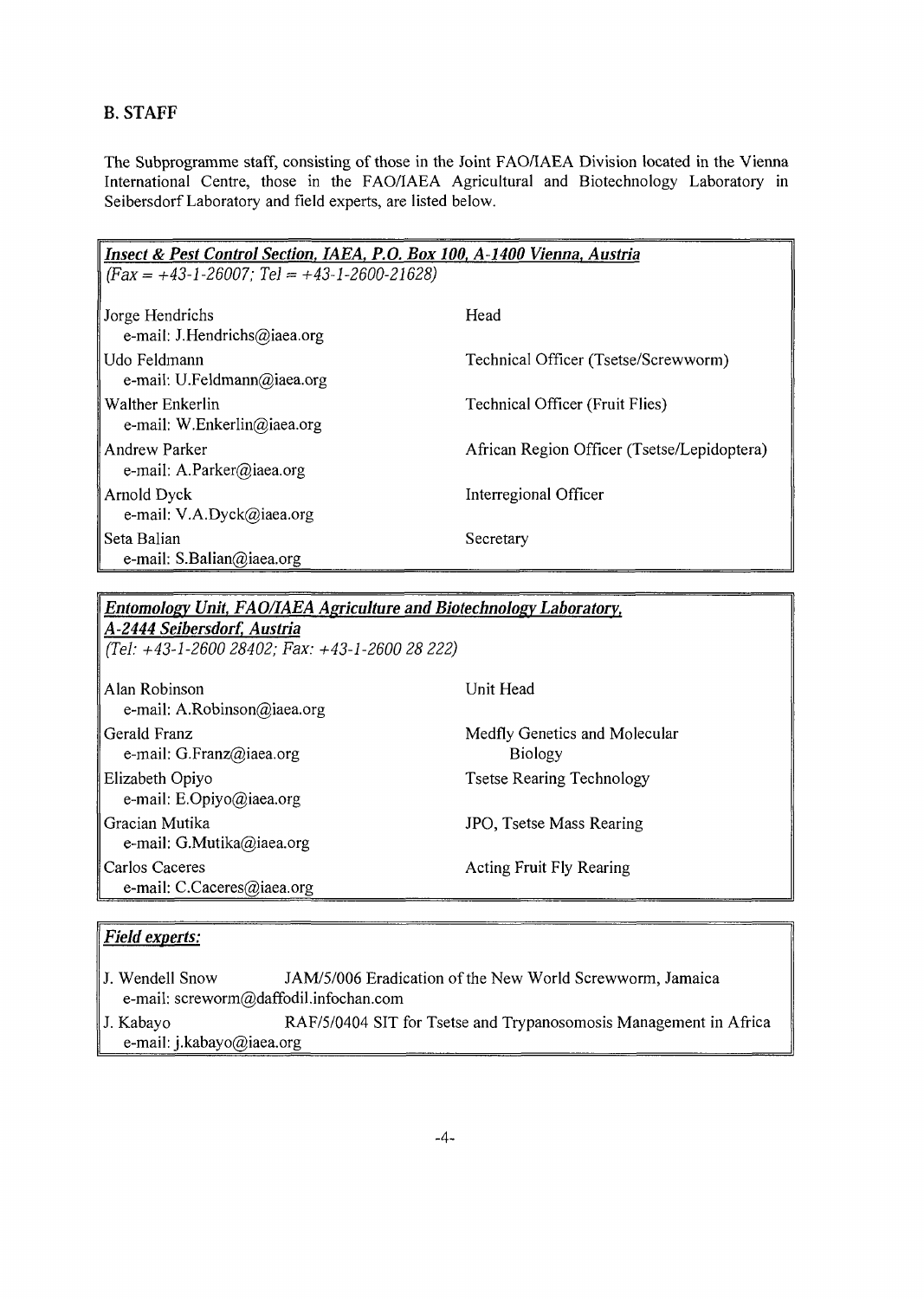## B. STAFF

The Subprogramme staff, consisting of those in the Joint FAO/IAEA Division located in the Vienna International Centre, those in the FAO/IAEA Agricultural and Biotechnology Laboratory in Seibersdorf Laboratory and field experts, are listed below.

***Insect & Pest Control Section, IAEA, P.O. Box 100, A-1400 Vienna, Austria***
*(Fax = +43-1-26007; Tel = +43-1-2600-21628)*

| Name | Position |
|---|---|
| Jorge Hendrichs<br>e-mail: J.Hendrichs@iaea.org | Head |
| Udo Feldmann<br>e-mail: U.Feldmann@iaea.org | Technical Officer (Tsetse/Screwworm) |
| Walther Enkerlin<br>e-mail: W.Enkerlin@iaea.org | Technical Officer (Fruit Flies) |
| Andrew Parker<br>e-mail: A.Parker@iaea.org | African Region Officer (Tsetse/Lepidoptera) |
| Arnold Dyck<br>e-mail: V.A.Dyck@iaea.org | Interregional Officer |
| Seta Balian<br>e-mail: S.Balian@iaea.org | Secretary |

***Entomology Unit, FAO/IAEA Agriculture and Biotechnology Laboratory, A-2444 Seibersdorf, Austria***
*(Tel: +43-1-2600 28402; Fax: +43-1-2600 28 222)*

| Name | Position |
|---|---|
| Alan Robinson<br>e-mail: A.Robinson@iaea.org | Unit Head |
| Gerald Franz<br>e-mail: G.Franz@iaea.org | Medfly Genetics and Molecular Biology |
| Elizabeth Opiyo<br>e-mail: E.Opiyo@iaea.org | Tsetse Rearing Technology |
| Gracian Mutika<br>e-mail: G.Mutika@iaea.org | JPO, Tsetse Mass Rearing |
| Carlos Caceres<br>e-mail: C.Caceres@iaea.org | Acting Fruit Fly Rearing |

***Field experts:***

| Name | Project |
|---|---|
| J. Wendell Snow<br>e-mail: screworm@daffodil.infochan.com | JAM/5/006 Eradication of the New World Screwworm, Jamaica |
| J. Kabayo<br>e-mail: j.kabayo@iaea.org | RAF/5/0404 SIT for Tsetse and Trypanosomosis Management in Africa |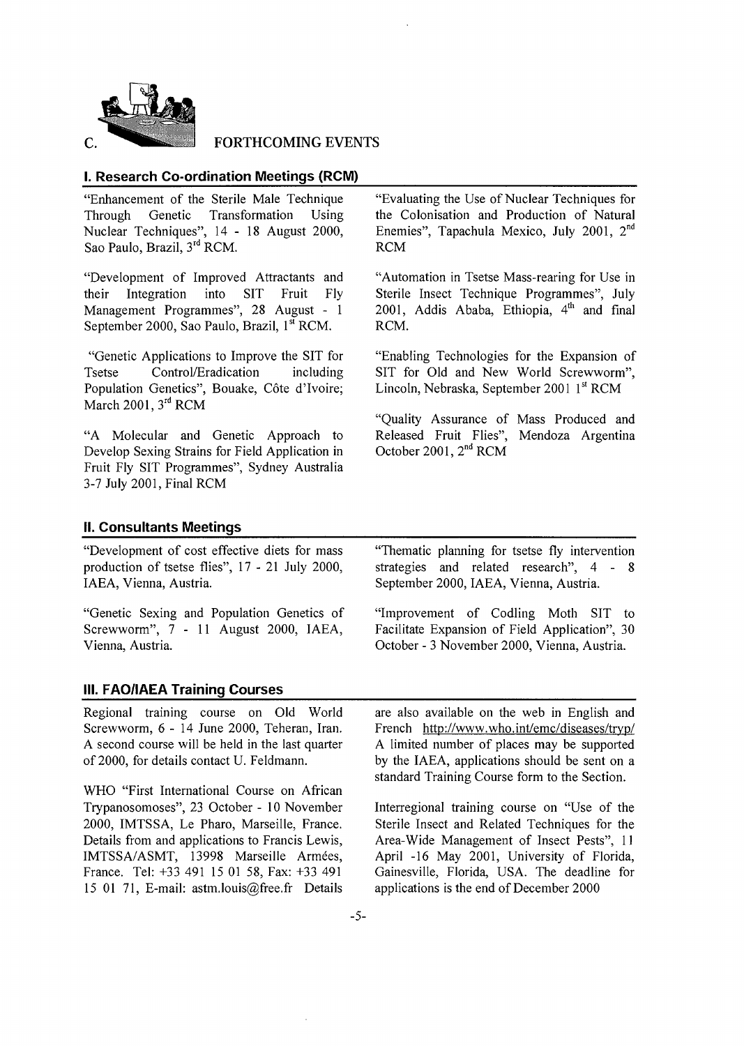## C. FORTHCOMING EVENTS

### I. Research Co-ordination Meetings (RCM)

"Enhancement of the Sterile Male Technique Through Genetic Transformation Using Nuclear Techniques", 14 - 18 August 2000, Sao Paulo, Brazil, 3rd RCM.

"Development of Improved Attractants and their Integration into SIT Fruit Fly Management Programmes", 28 August - 1 September 2000, Sao Paulo, Brazil, 1st RCM.

"Genetic Applications to Improve the SIT for Tsetse Control/Eradication including Population Genetics", Bouake, Côte d'Ivoire; March 2001, 3rd RCM

"A Molecular and Genetic Approach to Develop Sexing Strains for Field Application in Fruit Fly SIT Programmes", Sydney Australia 3-7 July 2001, Final RCM

"Evaluating the Use of Nuclear Techniques for the Colonisation and Production of Natural Enemies", Tapachula Mexico, July 2001, 2nd RCM

"Automation in Tsetse Mass-rearing for Use in Sterile Insect Technique Programmes", July 2001, Addis Ababa, Ethiopia, 4th and final RCM.

"Enabling Technologies for the Expansion of SIT for Old and New World Screwworm", Lincoln, Nebraska, September 2001 1st RCM

"Quality Assurance of Mass Produced and Released Fruit Flies", Mendoza Argentina October 2001, 2nd RCM

### II. Consultants Meetings

"Development of cost effective diets for mass production of tsetse flies", 17 - 21 July 2000, IAEA, Vienna, Austria.

"Genetic Sexing and Population Genetics of Screwworm", 7 - 11 August 2000, IAEA, Vienna, Austria.

"Thematic planning for tsetse fly intervention strategies and related research", 4 - 8 September 2000, IAEA, Vienna, Austria.

"Improvement of Codling Moth SIT to Facilitate Expansion of Field Application", 30 October - 3 November 2000, Vienna, Austria.

### III. FAO/IAEA Training Courses

Regional training course on Old World Screwworm, 6 - 14 June 2000, Teheran, Iran. A second course will be held in the last quarter of 2000, for details contact U. Feldmann.

WHO "First International Course on African Trypanosomoses", 23 October - 10 November 2000, IMTSSA, Le Pharo, Marseille, France. Details from and applications to Francis Lewis, IMTSSA/ASMT, 13998 Marseille Armées, France. Tel: +33 491 15 01 58, Fax: +33 491 15 01 71, E-mail: astm.louis@free.fr Details are also available on the web in English and French http://www.who.int/emc/diseases/tryp/ A limited number of places may be supported by the IAEA, applications should be sent on a standard Training Course form to the Section.

Interregional training course on "Use of the Sterile Insect and Related Techniques for the Area-Wide Management of Insect Pests", 11 April -16 May 2001, University of Florida, Gainesville, Florida, USA. The deadline for applications is the end of December 2000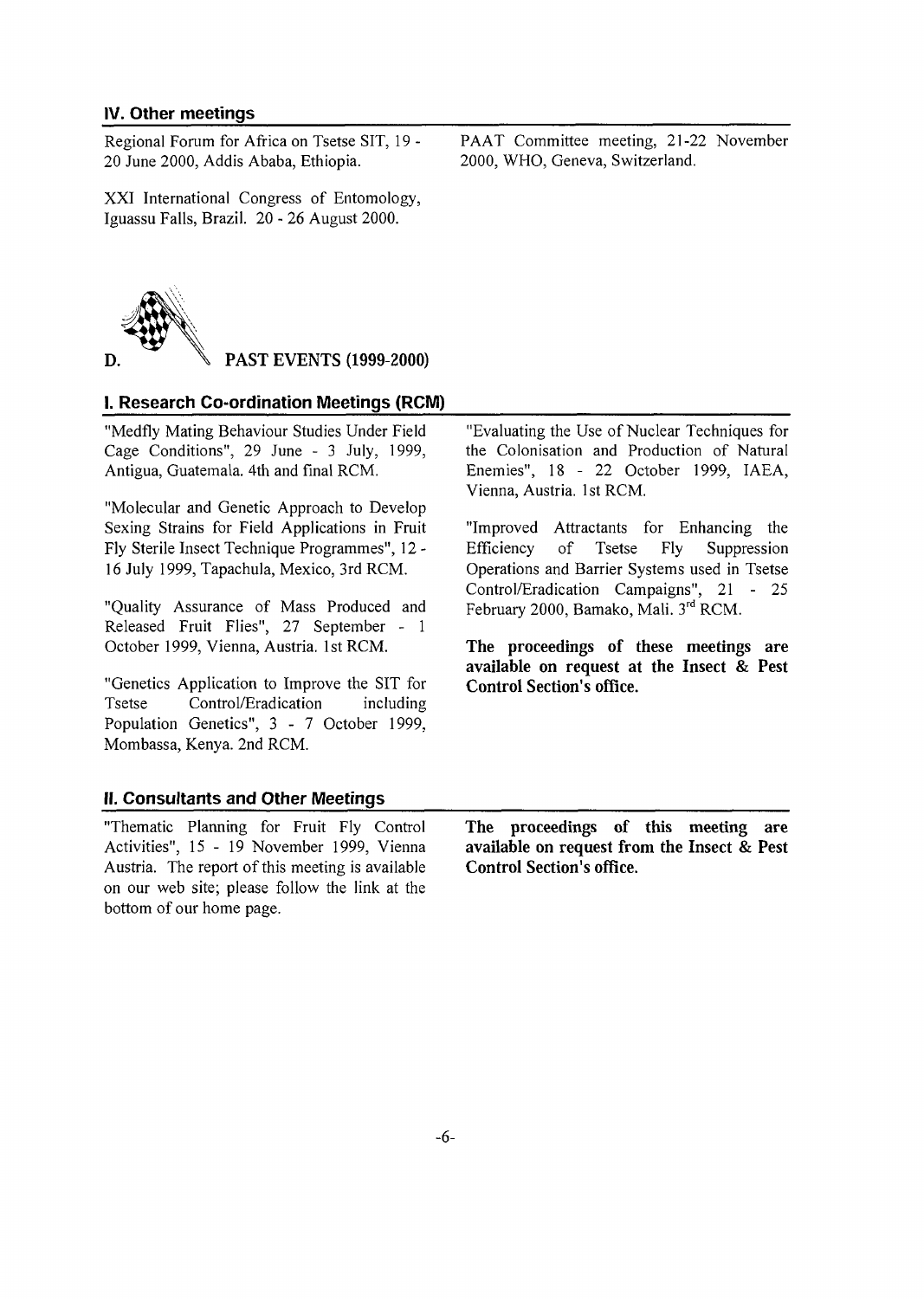### IV. Other meetings

Regional Forum for Africa on Tsetse SIT, 19 - 20 June 2000, Addis Ababa, Ethiopia.

XXI International Congress of Entomology, Iguassu Falls, Brazil. 20 - 26 August 2000.

PAAT Committee meeting, 21-22 November 2000, WHO, Geneva, Switzerland.

## D. PAST EVENTS (1999-2000)

### I. Research Co-ordination Meetings (RCM)

"Medfly Mating Behaviour Studies Under Field Cage Conditions", 29 June - 3 July, 1999, Antigua, Guatemala. 4th and final RCM.

"Molecular and Genetic Approach to Develop Sexing Strains for Field Applications in Fruit Fly Sterile Insect Technique Programmes", 12 - 16 July 1999, Tapachula, Mexico, 3rd RCM.

"Quality Assurance of Mass Produced and Released Fruit Flies", 27 September - 1 October 1999, Vienna, Austria. 1st RCM.

"Genetics Application to Improve the SIT for Tsetse Control/Eradication including Population Genetics", 3 - 7 October 1999, Mombassa, Kenya. 2nd RCM.

"Evaluating the Use of Nuclear Techniques for the Colonisation and Production of Natural Enemies", 18 - 22 October 1999, IAEA, Vienna, Austria. 1st RCM.

"Improved Attractants for Enhancing the Efficiency of Tsetse Fly Suppression Operations and Barrier Systems used in Tsetse Control/Eradication Campaigns", 21 - 25 February 2000, Bamako, Mali. 3rd RCM.

**The proceedings of these meetings are available on request at the Insect & Pest Control Section's office.**

### II. Consultants and Other Meetings

"Thematic Planning for Fruit Fly Control Activities", 15 - 19 November 1999, Vienna Austria. The report of this meeting is available on our web site; please follow the link at the bottom of our home page.

**The proceedings of this meeting are available on request from the Insect & Pest Control Section's office.**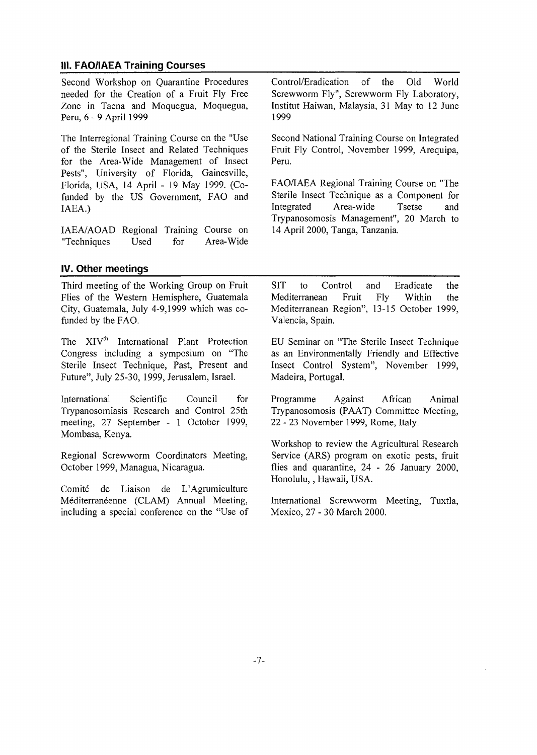## III. FAO/IAEA Training Courses

Second Workshop on Quarantine Procedures needed for the Creation of a Fruit Fly Free Zone in Tacna and Moquegua, Moquegua, Peru, 6 - 9 April 1999

The Interregional Training Course on the "Use of the Sterile Insect and Related Techniques for the Area-Wide Management of Insect Pests", University of Florida, Gainesville, Florida, USA, 14 April - 19 May 1999. (Co-funded by the US Government, FAO and IAEA.)

IAEA/AOAD Regional Training Course on "Techniques Used for Area-Wide Control/Eradication of the Old World Screwworm Fly", Screwworm Fly Laboratory, Institut Haiwan, Malaysia, 31 May to 12 June 1999

Second National Training Course on Integrated Fruit Fly Control, November 1999, Arequipa, Peru.

FAO/IAEA Regional Training Course on "The Sterile Insect Technique as a Component for Integrated Area-wide Tsetse and Trypanosomosis Management", 20 March to 14 April 2000, Tanga, Tanzania.

## IV. Other meetings

Third meeting of the Working Group on Fruit Flies of the Western Hemisphere, Guatemala City, Guatemala, July 4-9,1999 which was co-funded by the FAO.

The XIV[th] International Plant Protection Congress including a symposium on "The Sterile Insect Technique, Past, Present and Future", July 25-30, 1999, Jerusalem, Israel.

International Scientific Council for Trypanosomiasis Research and Control 25th meeting, 27 September - 1 October 1999, Mombasa, Kenya.

Regional Screwworm Coordinators Meeting, October 1999, Managua, Nicaragua.

Comité de Liaison de L'Agrumiculture Méditerranéenne (CLAM) Annual Meeting, including a special conference on the "Use of SIT to Control and Eradicate the Mediterranean Fruit Fly Within the Mediterranean Region", 13-15 October 1999, Valencia, Spain.

EU Seminar on "The Sterile Insect Technique as an Environmentally Friendly and Effective Insect Control System", November 1999, Madeira, Portugal.

Programme Against African Animal Trypanosomosis (PAAT) Committee Meeting, 22 - 23 November 1999, Rome, Italy.

Workshop to review the Agricultural Research Service (ARS) program on exotic pests, fruit flies and quarantine, 24 - 26 January 2000, Honolulu, , Hawaii, USA.

International Screwworm Meeting, Tuxtla, Mexico, 27 - 30 March 2000.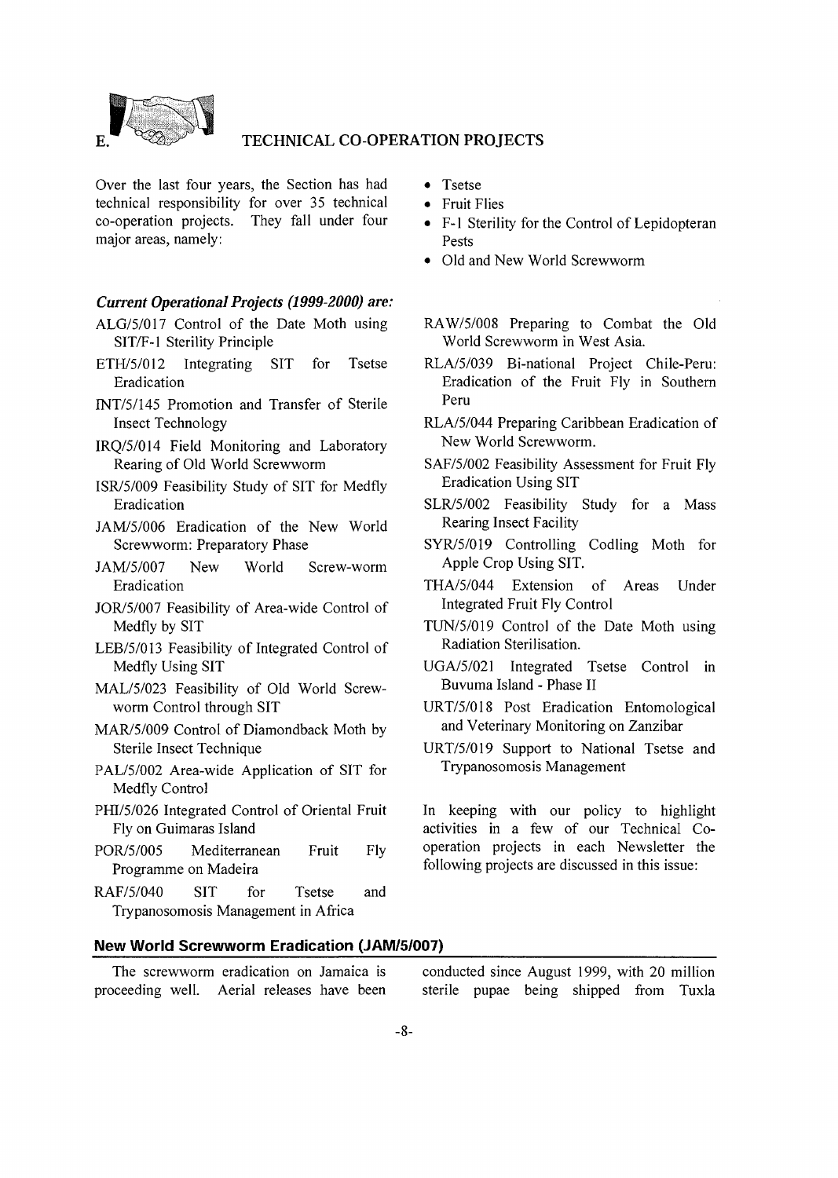## E. TECHNICAL CO-OPERATION PROJECTS

Over the last four years, the Section has had technical responsibility for over 35 technical co-operation projects. They fall under four major areas, namely:

- Tsetse
- Fruit Flies
- F-1 Sterility for the Control of Lepidopteran Pests
- Old and New World Screwworm

### *Current Operational Projects (1999-2000) are:*

ALG/5/017 Control of the Date Moth using SIT/F-1 Sterility Principle

ETH/5/012 Integrating SIT for Tsetse Eradication

INT/5/145 Promotion and Transfer of Sterile Insect Technology

IRQ/5/014 Field Monitoring and Laboratory Rearing of Old World Screwworm

ISR/5/009 Feasibility Study of SIT for Medfly Eradication

JAM/5/006 Eradication of the New World Screwworm: Preparatory Phase

JAM/5/007 New World Screw-worm Eradication

JOR/5/007 Feasibility of Area-wide Control of Medfly by SIT

LEB/5/013 Feasibility of Integrated Control of Medfly Using SIT

MAL/5/023 Feasibility of Old World Screw-worm Control through SIT

MAR/5/009 Control of Diamondback Moth by Sterile Insect Technique

PAL/5/002 Area-wide Application of SIT for Medfly Control

PHI/5/026 Integrated Control of Oriental Fruit Fly on Guimaras Island

POR/5/005 Mediterranean Fruit Fly Programme on Madeira

RAF/5/040 SIT for Tsetse and Trypanosomosis Management in Africa

RAW/5/008 Preparing to Combat the Old World Screwworm in West Asia.

RLA/5/039 Bi-national Project Chile-Peru: Eradication of the Fruit Fly in Southern Peru

RLA/5/044 Preparing Caribbean Eradication of New World Screwworm.

SAF/5/002 Feasibility Assessment for Fruit Fly Eradication Using SIT

SLR/5/002 Feasibility Study for a Mass Rearing Insect Facility

SYR/5/019 Controlling Codling Moth for Apple Crop Using SIT.

THA/5/044 Extension of Areas Under Integrated Fruit Fly Control

TUN/5/019 Control of the Date Moth using Radiation Sterilisation.

UGA/5/021 Integrated Tsetse Control in Buvuma Island - Phase II

URT/5/018 Post Eradication Entomological and Veterinary Monitoring on Zanzibar

URT/5/019 Support to National Tsetse and Trypanosomosis Management

In keeping with our policy to highlight activities in a few of our Technical Co-operation projects in each Newsletter the following projects are discussed in this issue:

### New World Screwworm Eradication (JAM/5/007)

The screwworm eradication on Jamaica is proceeding well. Aerial releases have been conducted since August 1999, with 20 million sterile pupae being shipped from Tuxla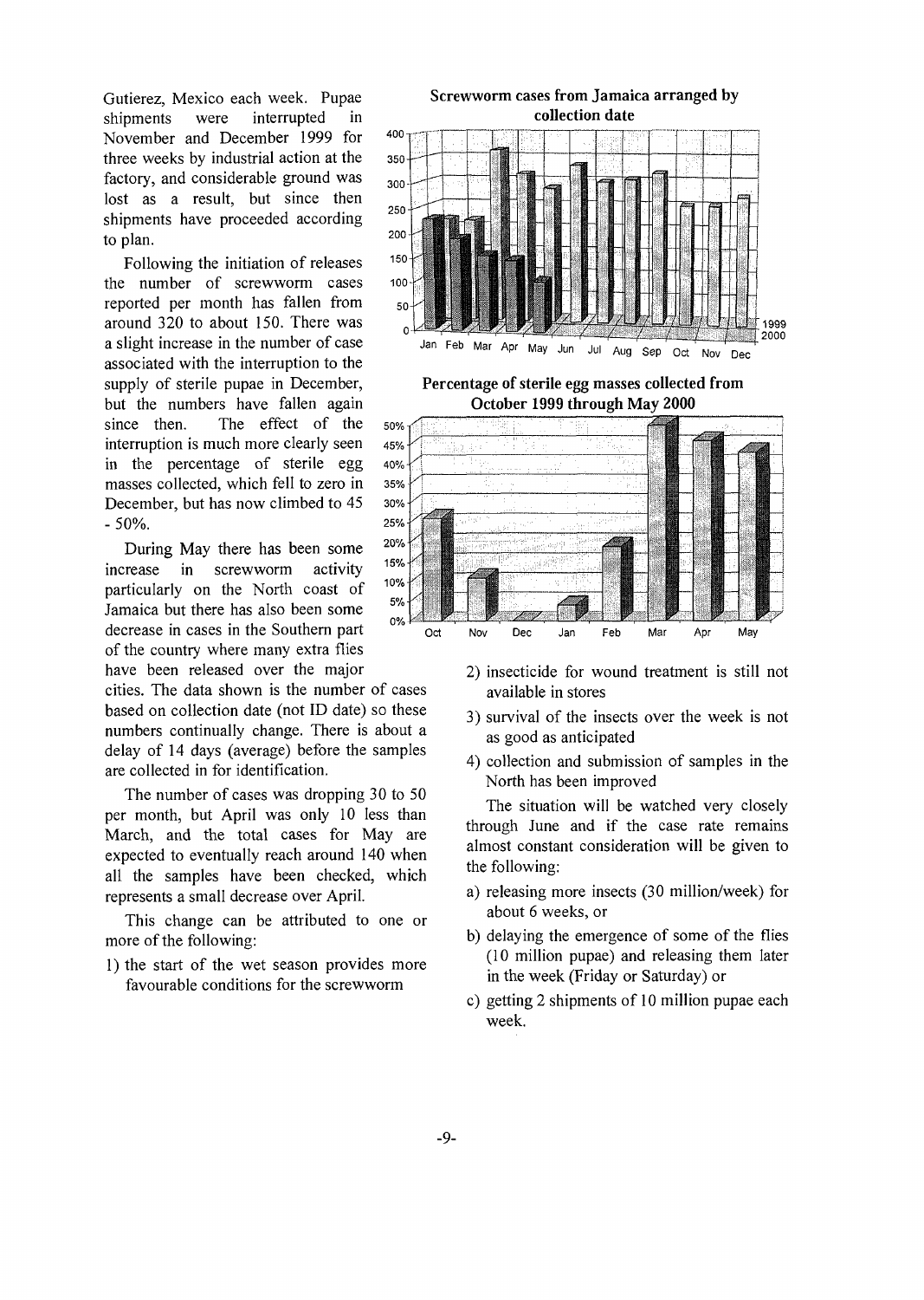Gutierez, Mexico each week. Pupae shipments were interrupted in November and December 1999 for three weeks by industrial action at the factory, and considerable ground was lost as a result, but since then shipments have proceeded according to plan.

Following the initiation of releases the number of screwworm cases reported per month has fallen from around 320 to about 150. There was a slight increase in the number of case associated with the interruption to the supply of sterile pupae in December, but the numbers have fallen again since then. The effect of the interruption is much more clearly seen in the percentage of sterile egg masses collected, which fell to zero in December, but has now climbed to 45 - 50%.

During May there has been some increase in screwworm activity particularly on the North coast of Jamaica but there has also been some decrease in cases in the Southern part of the country where many extra flies have been released over the major cities. The data shown is the number of cases based on collection date (not ID date) so these numbers continually change. There is about a delay of 14 days (average) before the samples are collected in for identification.

The number of cases was dropping 30 to 50 per month, but April was only 10 less than March, and the total cases for May are expected to eventually reach around 140 when all the samples have been checked, which represents a small decrease over April.

This change can be attributed to one or more of the following:

1) the start of the wet season provides more favourable conditions for the screwworm
2) insecticide for wound treatment is still not available in stores
3) survival of the insects over the week is not as good as anticipated
4) collection and submission of samples in the North has been improved

The situation will be watched very closely through June and if the case rate remains almost constant consideration will be given to the following:

a) releasing more insects (30 million/week) for about 6 weeks, or
b) delaying the emergence of some of the flies (10 million pupae) and releasing them later in the week (Friday or Saturday) or
c) getting 2 shipments of 10 million pupae each week.

**Screwworm cases from Jamaica arranged by collection date**

**Percentage of sterile egg masses collected from October 1999 through May 2000**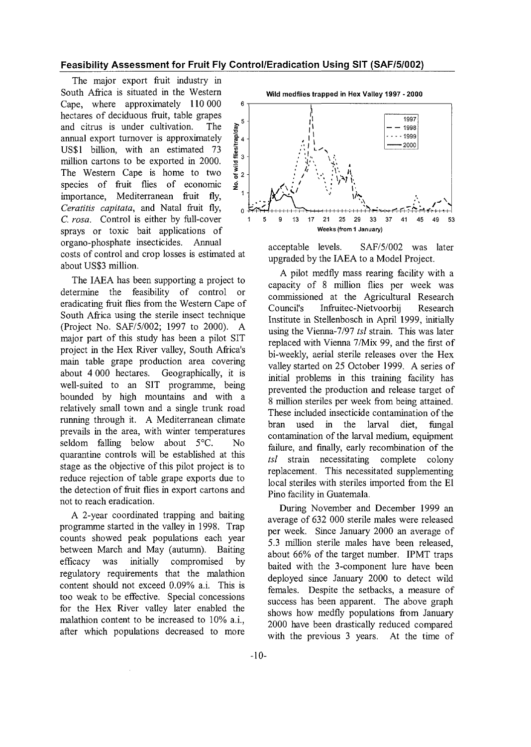## Feasibility Assessment for Fruit Fly Control/Eradication Using SIT (SAF/5/002)

The major export fruit industry in South Africa is situated in the Western Cape, where approximately 110 000 hectares of deciduous fruit, table grapes and citrus is under cultivation. The annual export turnover is approximately US$1 billion, with an estimated 73 million cartons to be exported in 2000. The Western Cape is home to two species of fruit flies of economic importance, Mediterranean fruit fly, *Ceratitis capitata*, and Natal fruit fly, *C. rosa*. Control is either by full-cover sprays or toxic bait applications of organo-phosphate insecticides. Annual costs of control and crop losses is estimated at about US$3 million.

The IAEA has been supporting a project to determine the feasibility of control or eradicating fruit flies from the Western Cape of South Africa using the sterile insect technique (Project No. SAF/5/002; 1997 to 2000). A major part of this study has been a pilot SIT project in the Hex River valley, South Africa's main table grape production area covering about 4 000 hectares. Geographically, it is well-suited to an SIT programme, being bounded by high mountains and with a relatively small town and a single trunk road running through it. A Mediterranean climate prevails in the area, with winter temperatures seldom falling below about 5°C. No quarantine controls will be established at this stage as the objective of this pilot project is to reduce rejection of table grape exports due to the detection of fruit flies in export cartons and not to reach eradication.

A 2-year coordinated trapping and baiting programme started in the valley in 1998. Trap counts showed peak populations each year between March and May (autumn). Baiting efficacy was initially compromised by regulatory requirements that the malathion content should not exceed 0.09% a.i. This is too weak to be effective. Special concessions for the Hex River valley later enabled the malathion content to be increased to 10% a.i., after which populations decreased to more acceptable levels. SAF/5/002 was later upgraded by the IAEA to a Model Project.

**Wild medflies trapped in Hex Valley 1997 - 2000**

A pilot medfly mass rearing facility with a capacity of 8 million flies per week was commissioned at the Agricultural Research Council's Infruitec-Nietvoorbij Research Institute in Stellenbosch in April 1999, initially using the Vienna-7/97 *tsl* strain. This was later replaced with Vienna 7/Mix 99, and the first of bi-weekly, aerial sterile releases over the Hex valley started on 25 October 1999. A series of initial problems in this training facility has prevented the production and release target of 8 million steriles per week from being attained. These included insecticide contamination of the bran used in the larval diet, fungal contamination of the larval medium, equipment failure, and finally, early recombination of the *tsl* strain necessitating complete colony replacement. This necessitated supplementing local steriles with steriles imported from the El Pino facility in Guatemala.

During November and December 1999 an average of 632 000 sterile males were released per week. Since January 2000 an average of 5.3 million sterile males have been released, about 66% of the target number. IPMT traps baited with the 3-component lure have been deployed since January 2000 to detect wild females. Despite the setbacks, a measure of success has been apparent. The above graph shows how medfly populations from January 2000 have been drastically reduced compared with the previous 3 years. At the time of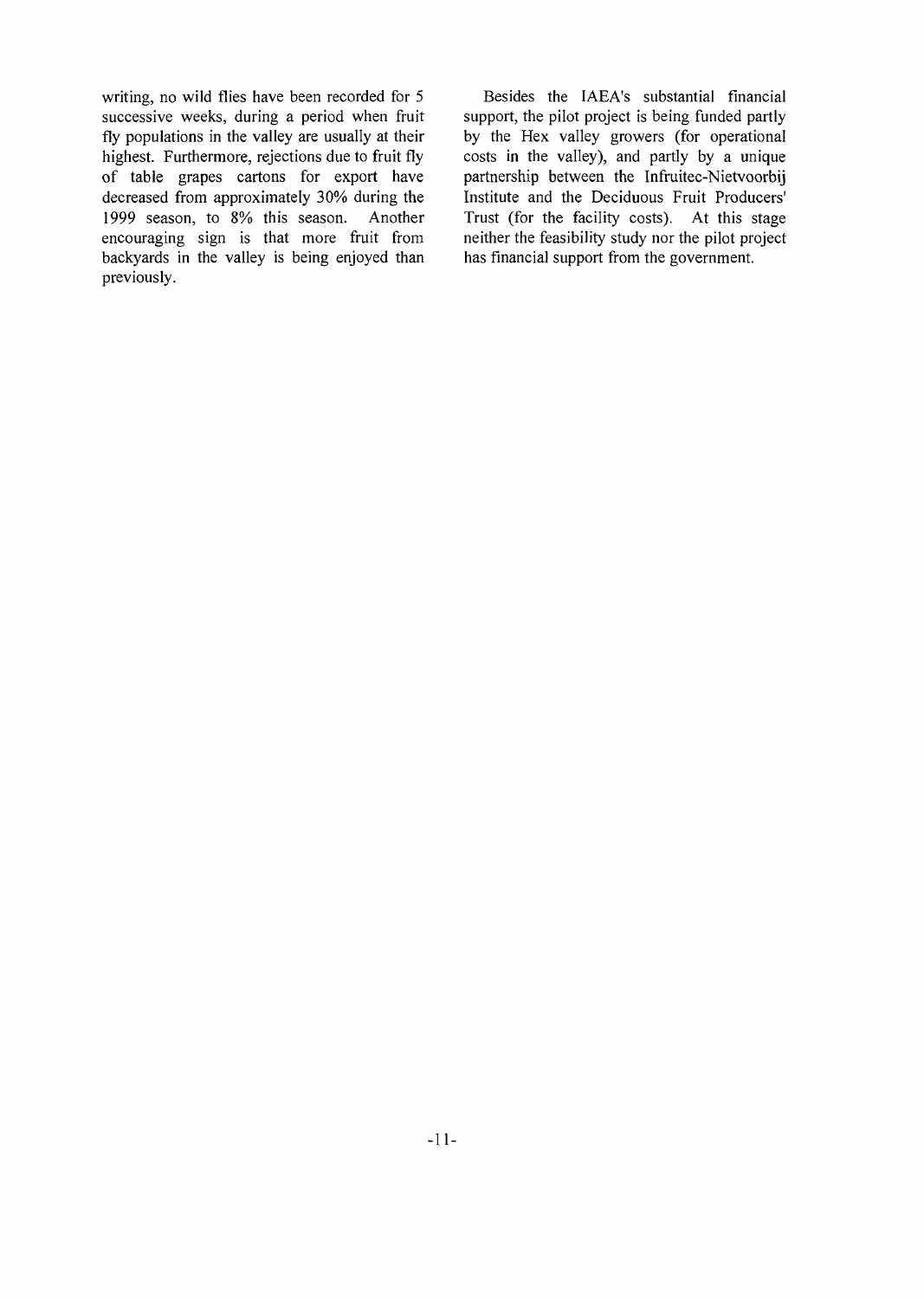writing, no wild flies have been recorded for 5 successive weeks, during a period when fruit fly populations in the valley are usually at their highest. Furthermore, rejections due to fruit fly of table grapes cartons for export have decreased from approximately 30% during the 1999 season, to 8% this season. Another encouraging sign is that more fruit from backyards in the valley is being enjoyed than previously.

Besides the IAEA's substantial financial support, the pilot project is being funded partly by the Hex valley growers (for operational costs in the valley), and partly by a unique partnership between the Infruitec-Nietvoorbij Institute and the Deciduous Fruit Producers' Trust (for the facility costs). At this stage neither the feasibility study nor the pilot project has financial support from the government.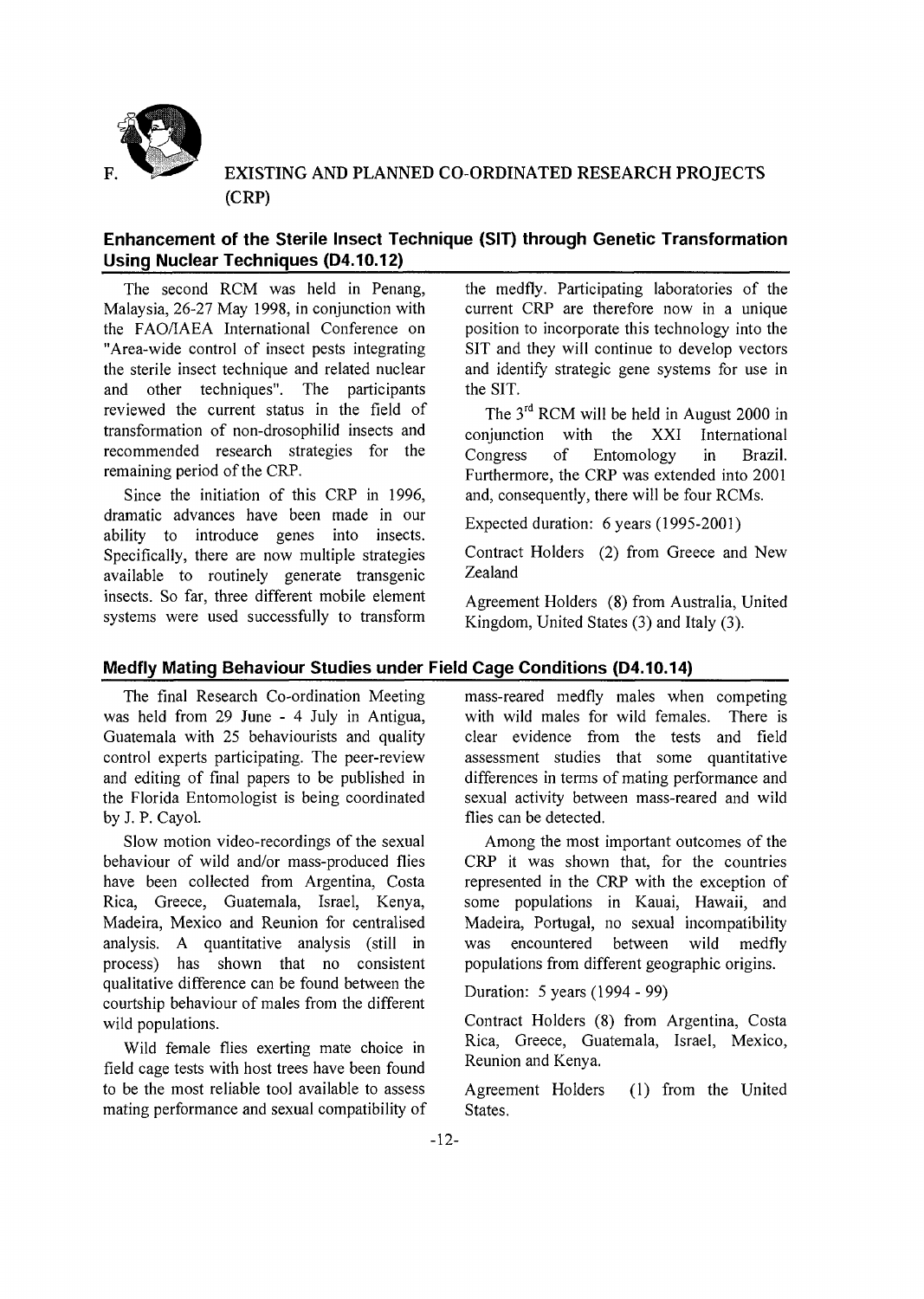# F. EXISTING AND PLANNED CO-ORDINATED RESEARCH PROJECTS (CRP)

## Enhancement of the Sterile Insect Technique (SIT) through Genetic Transformation Using Nuclear Techniques (D4.10.12)

The second RCM was held in Penang, Malaysia, 26-27 May 1998, in conjunction with the FAO/IAEA International Conference on "Area-wide control of insect pests integrating the sterile insect technique and related nuclear and other techniques". The participants reviewed the current status in the field of transformation of non-drosophilid insects and recommended research strategies for the remaining period of the CRP.

Since the initiation of this CRP in 1996, dramatic advances have been made in our ability to introduce genes into insects. Specifically, there are now multiple strategies available to routinely generate transgenic insects. So far, three different mobile element systems were used successfully to transform the medfly. Participating laboratories of the current CRP are therefore now in a unique position to incorporate this technology into the SIT and they will continue to develop vectors and identify strategic gene systems for use in the SIT.

The 3rd RCM will be held in August 2000 in conjunction with the XXI International Congress of Entomology in Brazil. Furthermore, the CRP was extended into 2001 and, consequently, there will be four RCMs.

Expected duration: 6 years (1995-2001)

Contract Holders (2) from Greece and New Zealand

Agreement Holders (8) from Australia, United Kingdom, United States (3) and Italy (3).

## Medfly Mating Behaviour Studies under Field Cage Conditions (D4.10.14)

The final Research Co-ordination Meeting was held from 29 June - 4 July in Antigua, Guatemala with 25 behaviourists and quality control experts participating. The peer-review and editing of final papers to be published in the Florida Entomologist is being coordinated by J. P. Cayol.

Slow motion video-recordings of the sexual behaviour of wild and/or mass-produced flies have been collected from Argentina, Costa Rica, Greece, Guatemala, Israel, Kenya, Madeira, Mexico and Reunion for centralised analysis. A quantitative analysis (still in process) has shown that no consistent qualitative difference can be found between the courtship behaviour of males from the different wild populations.

Wild female flies exerting mate choice in field cage tests with host trees have been found to be the most reliable tool available to assess mating performance and sexual compatibility of mass-reared medfly males when competing with wild males for wild females. There is clear evidence from the tests and field assessment studies that some quantitative differences in terms of mating performance and sexual activity between mass-reared and wild flies can be detected.

Among the most important outcomes of the CRP it was shown that, for the countries represented in the CRP with the exception of some populations in Kauai, Hawaii, and Madeira, Portugal, no sexual incompatibility was encountered between wild medfly populations from different geographic origins.

Duration: 5 years (1994 - 99)

Contract Holders (8) from Argentina, Costa Rica, Greece, Guatemala, Israel, Mexico, Reunion and Kenya.

Agreement Holders (1) from the United States.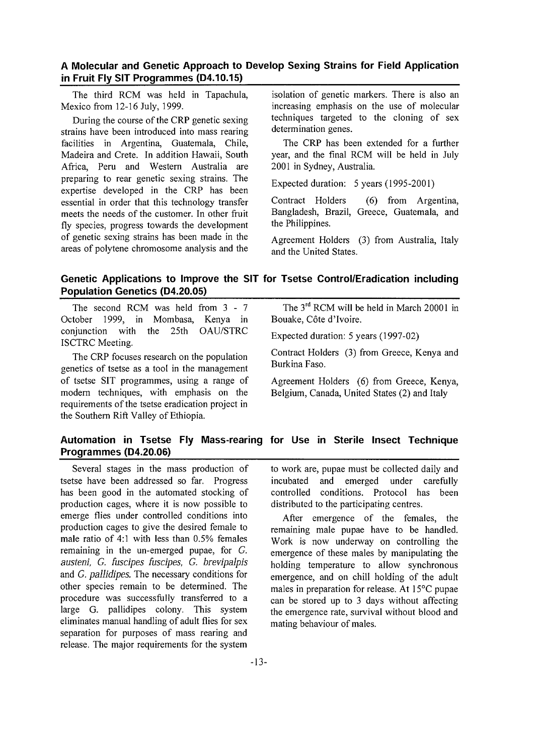## A Molecular and Genetic Approach to Develop Sexing Strains for Field Application in Fruit Fly SIT Programmes (D4.10.15)

The third RCM was held in Tapachula, Mexico from 12-16 July, 1999.

During the course of the CRP genetic sexing strains have been introduced into mass rearing facilities in Argentina, Guatemala, Chile, Madeira and Crete. In addition Hawaii, South Africa, Peru and Western Australia are preparing to rear genetic sexing strains. The expertise developed in the CRP has been essential in order that this technology transfer meets the needs of the customer. In other fruit fly species, progress towards the development of genetic sexing strains has been made in the areas of polytene chromosome analysis and the isolation of genetic markers. There is also an increasing emphasis on the use of molecular techniques targeted to the cloning of sex determination genes.

The CRP has been extended for a further year, and the final RCM will be held in July 2001 in Sydney, Australia.

Expected duration: 5 years (1995-2001)

Contract Holders (6) from Argentina, Bangladesh, Brazil, Greece, Guatemala, and the Philippines.

Agreement Holders (3) from Australia, Italy and the United States.

## Genetic Applications to Improve the SIT for Tsetse Control/Eradication including Population Genetics (D4.20.05)

The second RCM was held from 3 - 7 October 1999, in Mombasa, Kenya in conjunction with the 25th OAU/STRC ISCTRC Meeting.

The CRP focuses research on the population genetics of tsetse as a tool in the management of tsetse SIT programmes, using a range of modern techniques, with emphasis on the requirements of the tsetse eradication project in the Southern Rift Valley of Ethiopia.

The 3rd RCM will be held in March 20001 in Bouake, Côte d'Ivoire.

Expected duration: 5 years (1997-02)

Contract Holders (3) from Greece, Kenya and Burkina Faso.

Agreement Holders (6) from Greece, Kenya, Belgium, Canada, United States (2) and Italy

## Automation in Tsetse Fly Mass-rearing for Use in Sterile Insect Technique Programmes (D4.20.06)

Several stages in the mass production of tsetse have been addressed so far. Progress has been good in the automated stocking of production cages, where it is now possible to emerge flies under controlled conditions into production cages to give the desired female to male ratio of 4:1 with less than 0.5% females remaining in the un-emerged pupae, for *G. austeni*, *G. fuscipes fuscipes*, *G. brevipalpis* and *G. pallidipes*. The necessary conditions for other species remain to be determined. The procedure was successfully transferred to a large G. pallidipes colony. This system eliminates manual handling of adult flies for sex separation for purposes of mass rearing and release. The major requirements for the system to work are, pupae must be collected daily and incubated and emerged under carefully controlled conditions. Protocol has been distributed to the participating centres.

After emergence of the females, the remaining male pupae have to be handled. Work is now underway on controlling the emergence of these males by manipulating the holding temperature to allow synchronous emergence, and on chill holding of the adult males in preparation for release. At 15°C pupae can be stored up to 3 days without affecting the emergence rate, survival without blood and mating behaviour of males.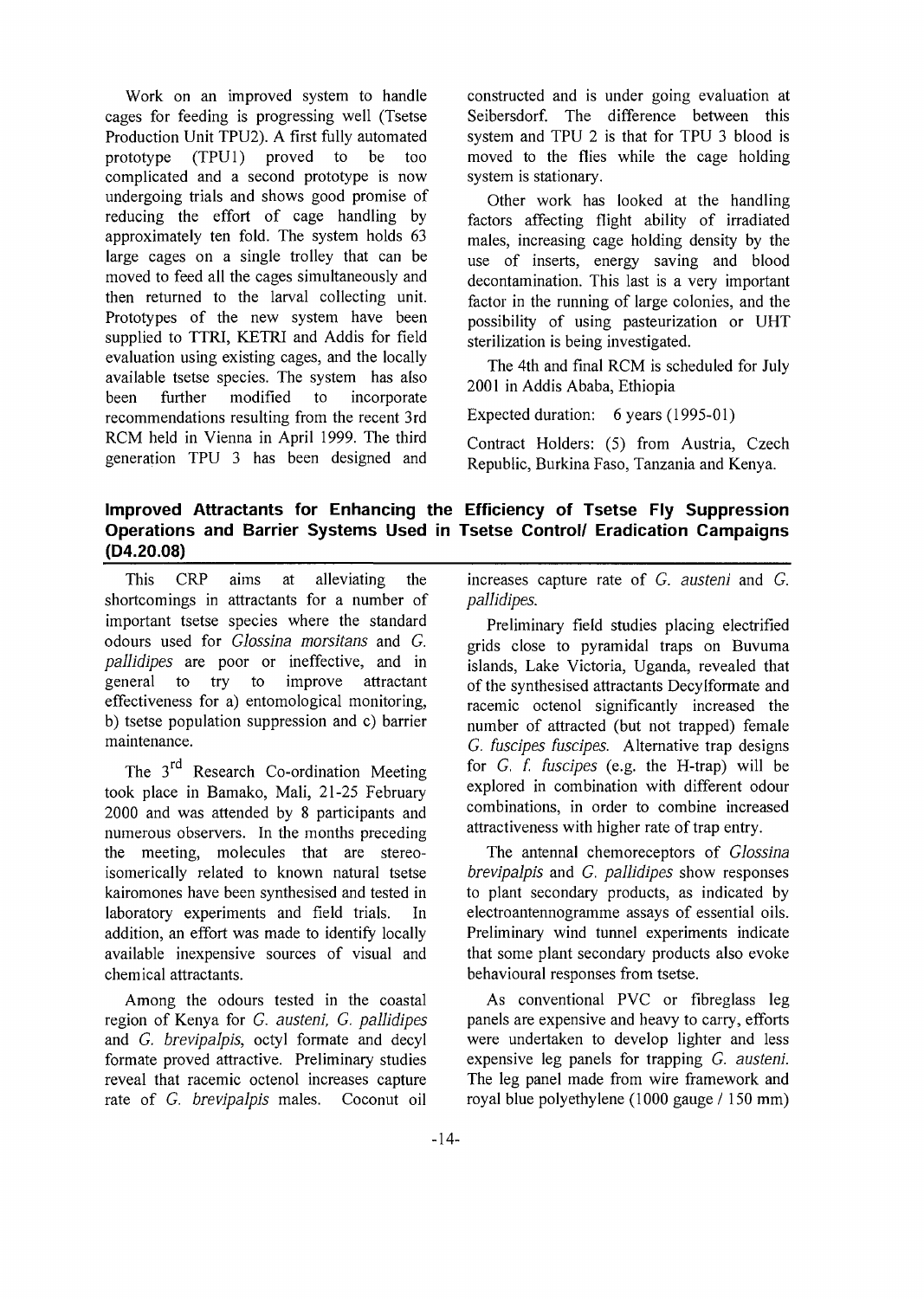Work on an improved system to handle cages for feeding is progressing well (Tsetse Production Unit TPU2). A first fully automated prototype (TPU1) proved to be too complicated and a second prototype is now undergoing trials and shows good promise of reducing the effort of cage handling by approximately ten fold. The system holds 63 large cages on a single trolley that can be moved to feed all the cages simultaneously and then returned to the larval collecting unit. Prototypes of the new system have been supplied to TTRI, KETRI and Addis for field evaluation using existing cages, and the locally available tsetse species. The system has also been further modified to incorporate recommendations resulting from the recent 3rd RCM held in Vienna in April 1999. The third generation TPU 3 has been designed and constructed and is under going evaluation at Seibersdorf. The difference between this system and TPU 2 is that for TPU 3 blood is moved to the flies while the cage holding system is stationary.

Other work has looked at the handling factors affecting flight ability of irradiated males, increasing cage holding density by the use of inserts, energy saving and blood decontamination. This last is a very important factor in the running of large colonies, and the possibility of using pasteurization or UHT sterilization is being investigated.

The 4th and final RCM is scheduled for July 2001 in Addis Ababa, Ethiopia

Expected duration: 6 years (1995-01)

Contract Holders: (5) from Austria, Czech Republic, Burkina Faso, Tanzania and Kenya.

## Improved Attractants for Enhancing the Efficiency of Tsetse Fly Suppression Operations and Barrier Systems Used in Tsetse Control/ Eradication Campaigns (D4.20.08)

This CRP aims at alleviating the shortcomings in attractants for a number of important tsetse species where the standard odours used for *Glossina morsitans* and *G. pallidipes* are poor or ineffective, and in general to try to improve attractant effectiveness for a) entomological monitoring, b) tsetse population suppression and c) barrier maintenance.

The 3rd Research Co-ordination Meeting took place in Bamako, Mali, 21-25 February 2000 and was attended by 8 participants and numerous observers. In the months preceding the meeting, molecules that are stereo-isomerically related to known natural tsetse kairomones have been synthesised and tested in laboratory experiments and field trials. In addition, an effort was made to identify locally available inexpensive sources of visual and chemical attractants.

Among the odours tested in the coastal region of Kenya for *G. austeni, G. pallidipes* and *G. brevipalpis*, octyl formate and decyl formate proved attractive. Preliminary studies reveal that racemic octenol increases capture rate of *G. brevipalpis* males. Coconut oil increases capture rate of *G. austeni* and *G. pallidipes*.

Preliminary field studies placing electrified grids close to pyramidal traps on Buvuma islands, Lake Victoria, Uganda, revealed that of the synthesised attractants Decylformate and racemic octenol significantly increased the number of attracted (but not trapped) female *G. fuscipes fuscipes*. Alternative trap designs for *G. f. fuscipes* (e.g. the H-trap) will be explored in combination with different odour combinations, in order to combine increased attractiveness with higher rate of trap entry.

The antennal chemoreceptors of *Glossina brevipalpis* and *G. pallidipes* show responses to plant secondary products, as indicated by electroantennogramme assays of essential oils. Preliminary wind tunnel experiments indicate that some plant secondary products also evoke behavioural responses from tsetse.

As conventional PVC or fibreglass leg panels are expensive and heavy to carry, efforts were undertaken to develop lighter and less expensive leg panels for trapping *G. austeni*. The leg panel made from wire framework and royal blue polyethylene (1000 gauge / 150 mm)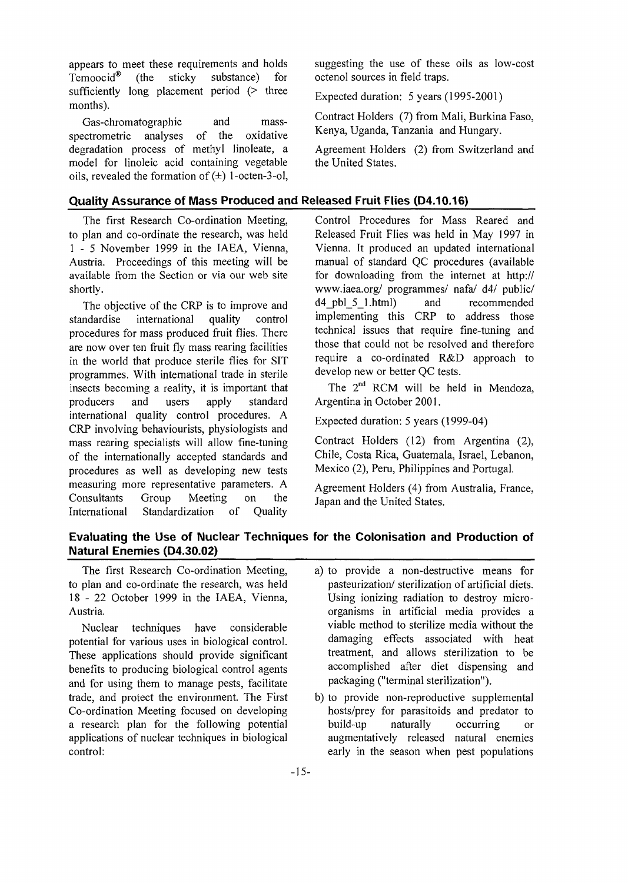appears to meet these requirements and holds Temoocid® (the sticky substance) for sufficiently long placement period (> three months).

Gas-chromatographic and mass-spectrometric analyses of the oxidative degradation process of methyl linoleate, a model for linoleic acid containing vegetable oils, revealed the formation of (±) 1-octen-3-ol, suggesting the use of these oils as low-cost octenol sources in field traps.

Expected duration: 5 years (1995-2001)

Contract Holders (7) from Mali, Burkina Faso, Kenya, Uganda, Tanzania and Hungary.

Agreement Holders (2) from Switzerland and the United States.

## Quality Assurance of Mass Produced and Released Fruit Flies (D4.10.16)

The first Research Co-ordination Meeting, to plan and co-ordinate the research, was held 1 - 5 November 1999 in the IAEA, Vienna, Austria. Proceedings of this meeting will be available from the Section or via our web site shortly.

The objective of the CRP is to improve and standardise international quality control procedures for mass produced fruit flies. There are now over ten fruit fly mass rearing facilities in the world that produce sterile flies for SIT programmes. With international trade in sterile insects becoming a reality, it is important that producers and users apply standard international quality control procedures. A CRP involving behaviourists, physiologists and mass rearing specialists will allow fine-tuning of the internationally accepted standards and procedures as well as developing new tests measuring more representative parameters. A Consultants Group Meeting on the International Standardization of Quality Control Procedures for Mass Reared and Released Fruit Flies was held in May 1997 in Vienna. It produced an updated international manual of standard QC procedures (available for downloading from the internet at http://www.iaea.org/programmes/nafa/d4/public/d4_pbl_5_1.html) and recommended implementing this CRP to address those technical issues that require fine-tuning and those that could not be resolved and therefore require a co-ordinated R&D approach to develop new or better QC tests.

The 2nd RCM will be held in Mendoza, Argentina in October 2001.

Expected duration: 5 years (1999-04)

Contract Holders (12) from Argentina (2), Chile, Costa Rica, Guatemala, Israel, Lebanon, Mexico (2), Peru, Philippines and Portugal.

Agreement Holders (4) from Australia, France, Japan and the United States.

## Evaluating the Use of Nuclear Techniques for the Colonisation and Production of Natural Enemies (D4.30.02)

The first Research Co-ordination Meeting, to plan and co-ordinate the research, was held 18 - 22 October 1999 in the IAEA, Vienna, Austria.

Nuclear techniques have considerable potential for various uses in biological control. These applications should provide significant benefits to producing biological control agents and for using them to manage pests, facilitate trade, and protect the environment. The First Co-ordination Meeting focused on developing a research plan for the following potential applications of nuclear techniques in biological control:

a) to provide a non-destructive means for pasteurization/ sterilization of artificial diets. Using ionizing radiation to destroy micro-organisms in artificial media provides a viable method to sterilize media without the damaging effects associated with heat treatment, and allows sterilization to be accomplished after diet dispensing and packaging ("terminal sterilization").

b) to provide non-reproductive supplemental hosts/prey for parasitoids and predator to build-up naturally occurring or augmentatively released natural enemies early in the season when pest populations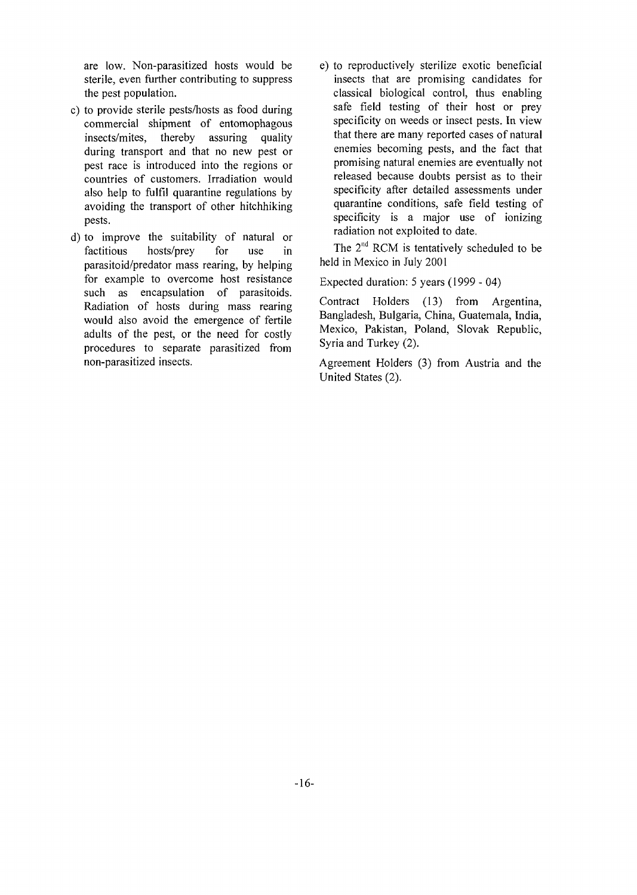are low. Non-parasitized hosts would be sterile, even further contributing to suppress the pest population.

c) to provide sterile pests/hosts as food during commercial shipment of entomophagous insects/mites, thereby assuring quality during transport and that no new pest or pest race is introduced into the regions or countries of customers. Irradiation would also help to fulfil quarantine regulations by avoiding the transport of other hitchhiking pests.

d) to improve the suitability of natural or factitious hosts/prey for use in parasitoid/predator mass rearing, by helping for example to overcome host resistance such as encapsulation of parasitoids. Radiation of hosts during mass rearing would also avoid the emergence of fertile adults of the pest, or the need for costly procedures to separate parasitized from non-parasitized insects.

e) to reproductively sterilize exotic beneficial insects that are promising candidates for classical biological control, thus enabling safe field testing of their host or prey specificity on weeds or insect pests. In view that there are many reported cases of natural enemies becoming pests, and the fact that promising natural enemies are eventually not released because doubts persist as to their specificity after detailed assessments under quarantine conditions, safe field testing of specificity is a major use of ionizing radiation not exploited to date.

The 2nd RCM is tentatively scheduled to be held in Mexico in July 2001

Expected duration: 5 years (1999 - 04)

Contract Holders (13) from Argentina, Bangladesh, Bulgaria, China, Guatemala, India, Mexico, Pakistan, Poland, Slovak Republic, Syria and Turkey (2).

Agreement Holders (3) from Austria and the United States (2).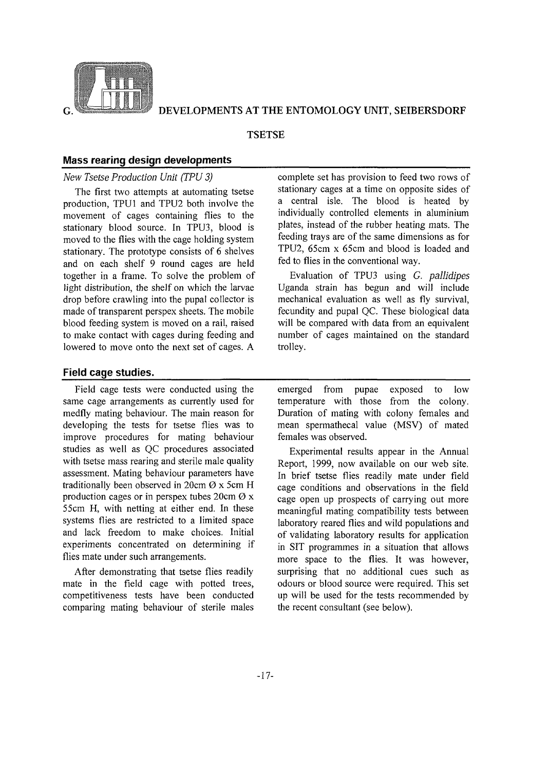# G. DEVELOPMENTS AT THE ENTOMOLOGY UNIT, SEIBERSDORF

## TSETSE

### Mass rearing design developments

*New Tsetse Production Unit (TPU 3)*

The first two attempts at automating tsetse production, TPU1 and TPU2 both involve the movement of cages containing flies to the stationary blood source. In TPU3, blood is moved to the flies with the cage holding system stationary. The prototype consists of 6 shelves and on each shelf 9 round cages are held together in a frame. To solve the problem of light distribution, the shelf on which the larvae drop before crawling into the pupal collector is made of transparent perspex sheets. The mobile blood feeding system is moved on a rail, raised to make contact with cages during feeding and lowered to move onto the next set of cages. A complete set has provision to feed two rows of stationary cages at a time on opposite sides of a central isle. The blood is heated by individually controlled elements in aluminium plates, instead of the rubber heating mats. The feeding trays are of the same dimensions as for TPU2, 65cm x 65cm and blood is loaded and fed to flies in the conventional way.

Evaluation of TPU3 using *G. pallidipes* Uganda strain has begun and will include mechanical evaluation as well as fly survival, fecundity and pupal QC. These biological data will be compared with data from an equivalent number of cages maintained on the standard trolley.

### Field cage studies.

Field cage tests were conducted using the same cage arrangements as currently used for medfly mating behaviour. The main reason for developing the tests for tsetse flies was to improve procedures for mating behaviour studies as well as QC procedures associated with tsetse mass rearing and sterile male quality assessment. Mating behaviour parameters have traditionally been observed in 20cm Ø x 5cm H production cages or in perspex tubes 20cm Ø x 55cm H, with netting at either end. In these systems flies are restricted to a limited space and lack freedom to make choices. Initial experiments concentrated on determining if flies mate under such arrangements.

After demonstrating that tsetse flies readily mate in the field cage with potted trees, competitiveness tests have been conducted comparing mating behaviour of sterile males emerged from pupae exposed to low temperature with those from the colony. Duration of mating with colony females and mean spermathecal value (MSV) of mated females was observed.

Experimental results appear in the Annual Report, 1999, now available on our web site. In brief tsetse flies readily mate under field cage conditions and observations in the field cage open up prospects of carrying out more meaningful mating compatibility tests between laboratory reared flies and wild populations and of validating laboratory results for application in SIT programmes in a situation that allows more space to the flies. It was however, surprising that no additional cues such as odours or blood source were required. This set up will be used for the tests recommended by the recent consultant (see below).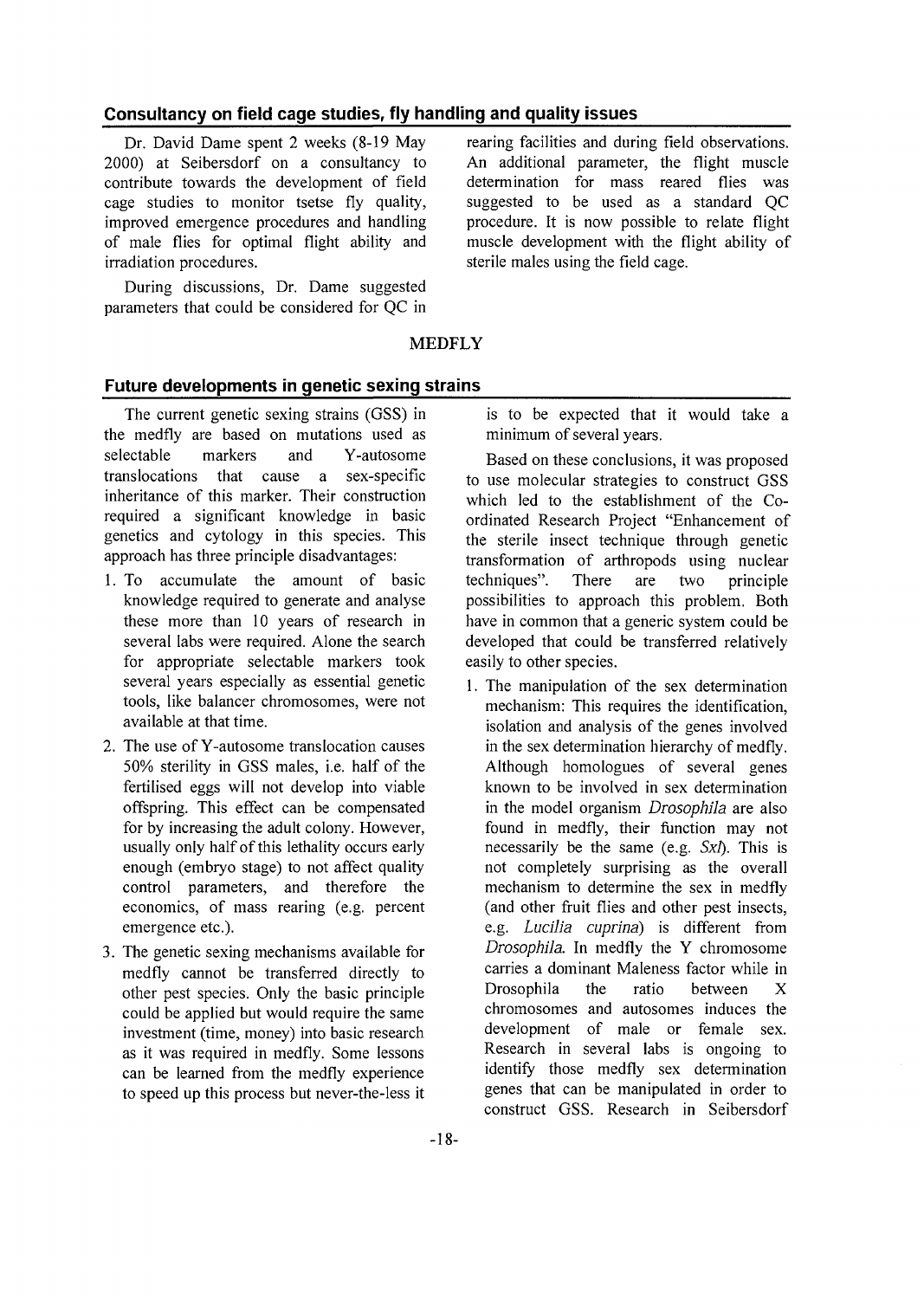## Consultancy on field cage studies, fly handling and quality issues

Dr. David Dame spent 2 weeks (8-19 May 2000) at Seibersdorf on a consultancy to contribute towards the development of field cage studies to monitor tsetse fly quality, improved emergence procedures and handling of male flies for optimal flight ability and irradiation procedures.

During discussions, Dr. Dame suggested parameters that could be considered for QC in rearing facilities and during field observations. An additional parameter, the flight muscle determination for mass reared flies was suggested to be used as a standard QC procedure. It is now possible to relate flight muscle development with the flight ability of sterile males using the field cage.

# MEDFLY

## Future developments in genetic sexing strains

The current genetic sexing strains (GSS) in the medfly are based on mutations used as selectable markers and Y-autosome translocations that cause a sex-specific inheritance of this marker. Their construction required a significant knowledge in basic genetics and cytology in this species. This approach has three principle disadvantages:

1. To accumulate the amount of basic knowledge required to generate and analyse these more than 10 years of research in several labs were required. Alone the search for appropriate selectable markers took several years especially as essential genetic tools, like balancer chromosomes, were not available at that time.
2. The use of Y-autosome translocation causes 50% sterility in GSS males, i.e. half of the fertilised eggs will not develop into viable offspring. This effect can be compensated for by increasing the adult colony. However, usually only half of this lethality occurs early enough (embryo stage) to not affect quality control parameters, and therefore the economics, of mass rearing (e.g. percent emergence etc.).
3. The genetic sexing mechanisms available for medfly cannot be transferred directly to other pest species. Only the basic principle could be applied but would require the same investment (time, money) into basic research as it was required in medfly. Some lessons can be learned from the medfly experience to speed up this process but never-the-less it is to be expected that it would take a minimum of several years.

Based on these conclusions, it was proposed to use molecular strategies to construct GSS which led to the establishment of the Co-ordinated Research Project "Enhancement of the sterile insect technique through genetic transformation of arthropods using nuclear techniques". There are two principle possibilities to approach this problem. Both have in common that a generic system could be developed that could be transferred relatively easily to other species.

1. The manipulation of the sex determination mechanism: This requires the identification, isolation and analysis of the genes involved in the sex determination hierarchy of medfly. Although homologues of several genes known to be involved in sex determination in the model organism *Drosophila* are also found in medfly, their function may not necessarily be the same (e.g. *Sxl*). This is not completely surprising as the overall mechanism to determine the sex in medfly (and other fruit flies and other pest insects, e.g. *Lucilia cuprina*) is different from *Drosophila*. In medfly the Y chromosome carries a dominant Maleness factor while in Drosophila the ratio between X chromosomes and autosomes induces the development of male or female sex. Research in several labs is ongoing to identify those medfly sex determination genes that can be manipulated in order to construct GSS. Research in Seibersdorf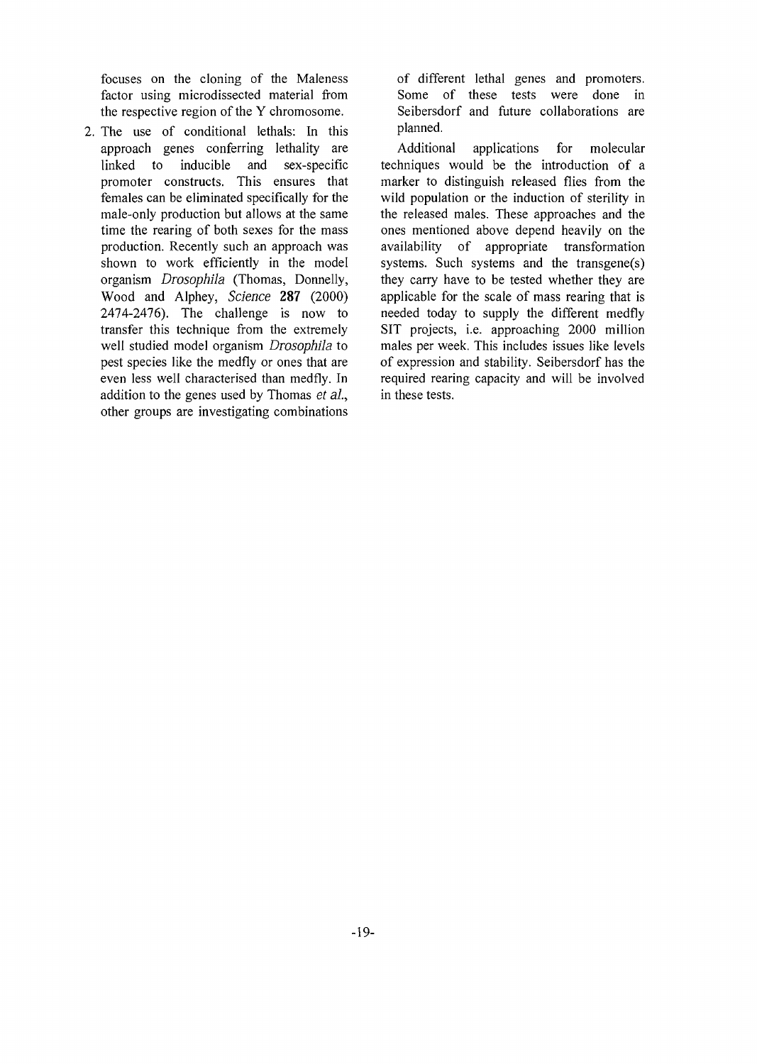focuses on the cloning of the Maleness factor using microdissected material from the respective region of the Y chromosome.

2. The use of conditional lethals: In this approach genes conferring lethality are linked to inducible and sex-specific promoter constructs. This ensures that females can be eliminated specifically for the male-only production but allows at the same time the rearing of both sexes for the mass production. Recently such an approach was shown to work efficiently in the model organism *Drosophila* (Thomas, Donnelly, Wood and Alphey, *Science* **287** (2000) 2474-2476). The challenge is now to transfer this technique from the extremely well studied model organism *Drosophila* to pest species like the medfly or ones that are even less well characterised than medfly. In addition to the genes used by Thomas *et al.*, other groups are investigating combinations of different lethal genes and promoters. Some of these tests were done in Seibersdorf and future collaborations are planned.

Additional applications for molecular techniques would be the introduction of a marker to distinguish released flies from the wild population or the induction of sterility in the released males. These approaches and the ones mentioned above depend heavily on the availability of appropriate transformation systems. Such systems and the transgene(s) they carry have to be tested whether they are applicable for the scale of mass rearing that is needed today to supply the different medfly SIT projects, i.e. approaching 2000 million males per week. This includes issues like levels of expression and stability. Seibersdorf has the required rearing capacity and will be involved in these tests.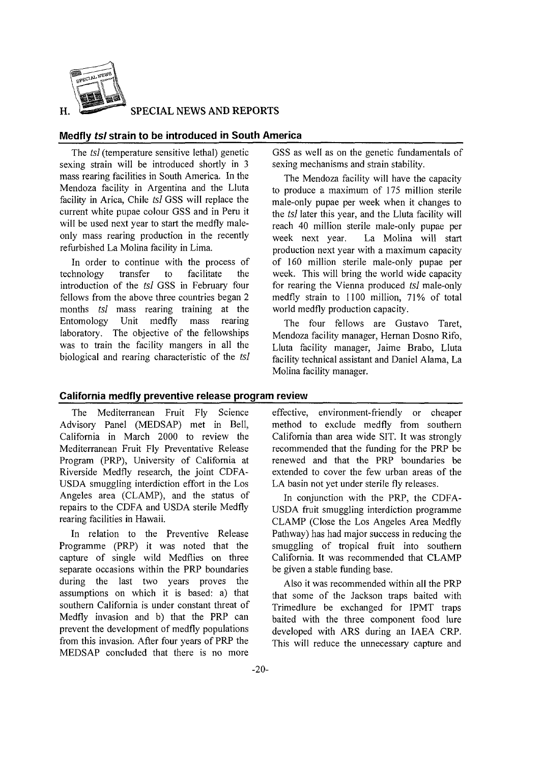## H. SPECIAL NEWS AND REPORTS

### Medfly *tsl* strain to be introduced in South America

The *tsl* (temperature sensitive lethal) genetic sexing strain will be introduced shortly in 3 mass rearing facilities in South America. In the Mendoza facility in Argentina and the Lluta facility in Arica, Chile *tsl* GSS will replace the current white pupae colour GSS and in Peru it will be used next year to start the medfly male-only mass rearing production in the recently refurbished La Molina facility in Lima.

In order to continue with the process of technology transfer to facilitate the introduction of the *tsl* GSS in February four fellows from the above three countries began 2 months *tsl* mass rearing training at the Entomology Unit medfly mass rearing laboratory. The objective of the fellowships was to train the facility mangers in all the biological and rearing characteristic of the *tsl* GSS as well as on the genetic fundamentals of sexing mechanisms and strain stability.

The Mendoza facility will have the capacity to produce a maximum of 175 million sterile male-only pupae per week when it changes to the *tsl* later this year, and the Lluta facility will reach 40 million sterile male-only pupae per week next year. La Molina will start production next year with a maximum capacity of 160 million sterile male-only pupae per week. This will bring the world wide capacity for rearing the Vienna produced *tsl* male-only medfly strain to 1100 million, 71% of total world medfly production capacity.

The four fellows are Gustavo Taret, Mendoza facility manager, Hernan Dosno Rifo, Lluta facility manager, Jaime Brabo, Lluta facility technical assistant and Daniel Alama, La Molina facility manager.

### California medfly preventive release program review

The Mediterranean Fruit Fly Science Advisory Panel (MEDSAP) met in Bell, California in March 2000 to review the Mediterranean Fruit Fly Preventative Release Program (PRP), University of California at Riverside Medfly research, the joint CDFA-USDA smuggling interdiction effort in the Los Angeles area (CLAMP), and the status of repairs to the CDFA and USDA sterile Medfly rearing facilities in Hawaii.

In relation to the Preventive Release Programme (PRP) it was noted that the capture of single wild Medflies on three separate occasions within the PRP boundaries during the last two years proves the assumptions on which it is based: a) that southern California is under constant threat of Medfly invasion and b) that the PRP can prevent the development of medfly populations from this invasion. After four years of PRP the MEDSAP concluded that there is no more effective, environment-friendly or cheaper method to exclude medfly from southern California than area wide SIT. It was strongly recommended that the funding for the PRP be renewed and that the PRP boundaries be extended to cover the few urban areas of the LA basin not yet under sterile fly releases.

In conjunction with the PRP, the CDFA-USDA fruit smuggling interdiction programme CLAMP (Close the Los Angeles Area Medfly Pathway) has had major success in reducing the smuggling of tropical fruit into southern California. It was recommended that CLAMP be given a stable funding base.

Also it was recommended within all the PRP that some of the Jackson traps baited with Trimedlure be exchanged for IPMT traps baited with the three component food lure developed with ARS during an IAEA CRP. This will reduce the unnecessary capture and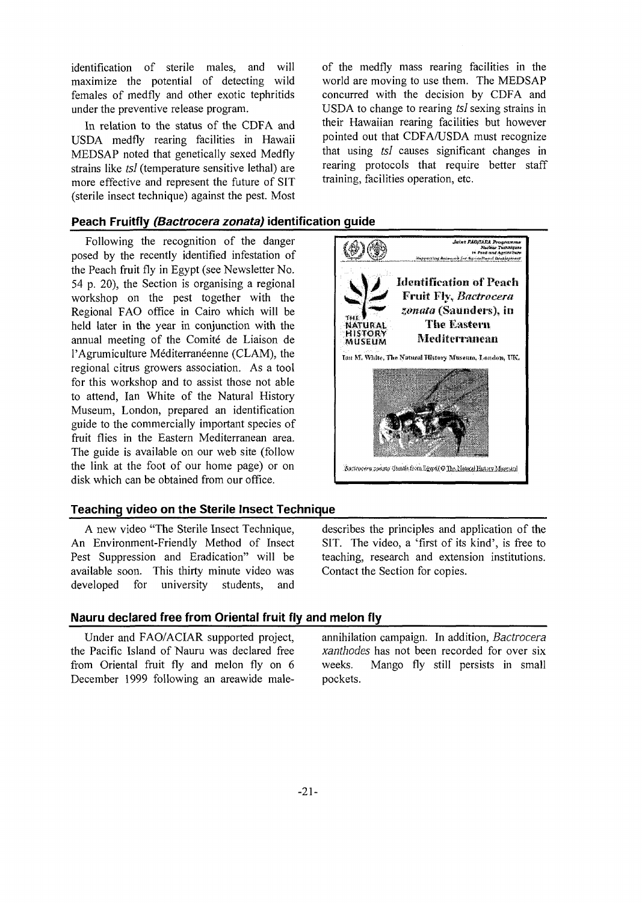identification of sterile males, and will maximize the potential of detecting wild females of medfly and other exotic tephritids under the preventive release program.

In relation to the status of the CDFA and USDA medfly rearing facilities in Hawaii MEDSAP noted that genetically sexed Medfly strains like *tsl* (temperature sensitive lethal) are more effective and represent the future of SIT (sterile insect technique) against the pest. Most of the medfly mass rearing facilities in the world are moving to use them. The MEDSAP concurred with the decision by CDFA and USDA to change to rearing *tsl* sexing strains in their Hawaiian rearing facilities but however pointed out that CDFA/USDA must recognize that using *tsl* causes significant changes in rearing protocols that require better staff training, facilities operation, etc.

## Peach Fruitfly *(Bactrocera zonata)* identification guide

Following the recognition of the danger posed by the recently identified infestation of the Peach fruit fly in Egypt (see Newsletter No. 54 p. 20), the Section is organising a regional workshop on the pest together with the Regional FAO office in Cairo which will be held later in the year in conjunction with the annual meeting of the Comité de Liaison de l'Agrumiculture Méditerranéenne (CLAM), the regional citrus growers association. As a tool for this workshop and to assist those not able to attend, Ian White of the Natural History Museum, London, prepared an identification guide to the commercially important species of fruit flies in the Eastern Mediterranean area. The guide is available on our web site (follow the link at the foot of our home page) or on disk which can be obtained from our office.

Identification of Peach Fruit Fly, *Bactrocera zonata* (Saunders), in The Eastern Mediterranean

Ian M. White, The Natural History Museum, London, UK.

*Bactrocera zonata* (female from Egypt) © The Natural History Museum

## Teaching video on the Sterile Insect Technique

A new video "The Sterile Insect Technique, An Environment-Friendly Method of Insect Pest Suppression and Eradication" will be available soon. This thirty minute video was developed for university students, and describes the principles and application of the SIT. The video, a 'first of its kind', is free to teaching, research and extension institutions. Contact the Section for copies.

## Nauru declared free from Oriental fruit fly and melon fly

Under and FAO/ACIAR supported project, the Pacific Island of Nauru was declared free from Oriental fruit fly and melon fly on 6 December 1999 following an areawide male-annihilation campaign. In addition, *Bactrocera xanthodes* has not been recorded for over six weeks. Mango fly still persists in small pockets.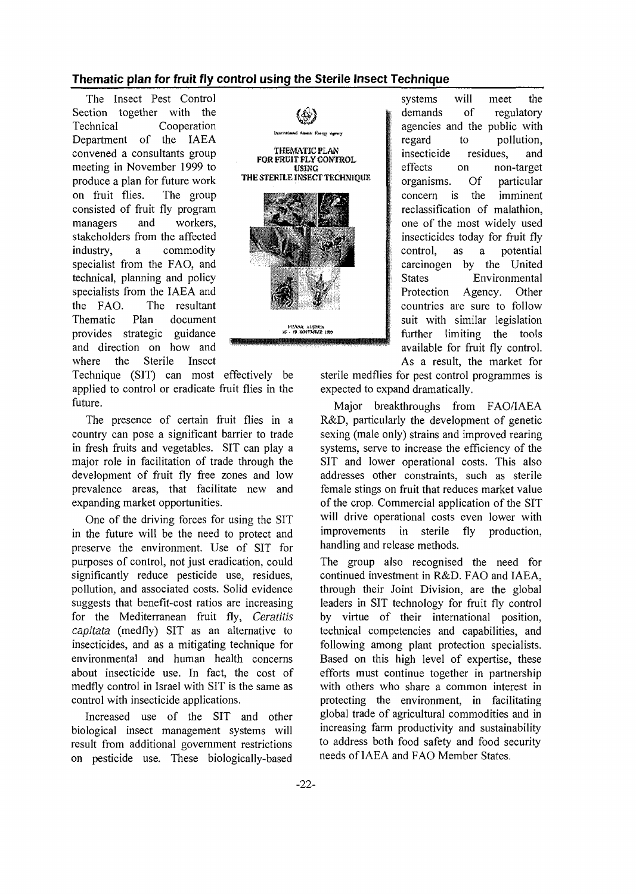### Thematic plan for fruit fly control using the Sterile Insect Technique

The Insect Pest Control Section together with the Technical Cooperation Department of the IAEA convened a consultants group meeting in November 1999 to produce a plan for future work on fruit flies. The group consisted of fruit fly program managers and workers, stakeholders from the affected industry, a commodity specialist from the FAO, and technical, planning and policy specialists from the IAEA and the FAO. The resultant Thematic Plan document provides strategic guidance and direction on how and where the Sterile Insect Technique (SIT) can most effectively be applied to control or eradicate fruit flies in the future.

The presence of certain fruit flies in a country can pose a significant barrier to trade in fresh fruits and vegetables. SIT can play a major role in facilitation of trade through the development of fruit fly free zones and low prevalence areas, that facilitate new and expanding market opportunities.

One of the driving forces for using the SIT in the future will be the need to protect and preserve the environment. Use of SIT for purposes of control, not just eradication, could significantly reduce pesticide use, residues, pollution, and associated costs. Solid evidence suggests that benefit-cost ratios are increasing for the Mediterranean fruit fly, *Ceratitis capitata* (medfly) SIT as an alternative to insecticides, and as a mitigating technique for environmental and human health concerns about insecticide use. In fact, the cost of medfly control in Israel with SIT is the same as control with insecticide applications.

Increased use of the SIT and other biological insect management systems will result from additional government restrictions on pesticide use. These biologically-based systems will meet the demands of regulatory agencies and the public with regard to pollution, insecticide residues, and effects on non-target organisms. Of particular concern is the imminent reclassification of malathion, one of the most widely used insecticides today for fruit fly control, as a potential carcinogen by the United States Environmental Protection Agency. Other countries are sure to follow suit with similar legislation further limiting the tools available for fruit fly control. As a result, the market for sterile medflies for pest control programmes is expected to expand dramatically.

Major breakthroughs from FAO/IAEA R&D, particularly the development of genetic sexing (male only) strains and improved rearing systems, serve to increase the efficiency of the SIT and lower operational costs. This also addresses other constraints, such as sterile female stings on fruit that reduces market value of the crop. Commercial application of the SIT will drive operational costs even lower with improvements in sterile fly production, handling and release methods.

The group also recognised the need for continued investment in R&D. FAO and IAEA, through their Joint Division, are the global leaders in SIT technology for fruit fly control by virtue of their international position, technical competencies and capabilities, and following among plant protection specialists. Based on this high level of expertise, these efforts must continue together in partnership with others who share a common interest in protecting the environment, in facilitating global trade of agricultural commodities and in increasing farm productivity and sustainability to address both food safety and food security needs of IAEA and FAO Member States.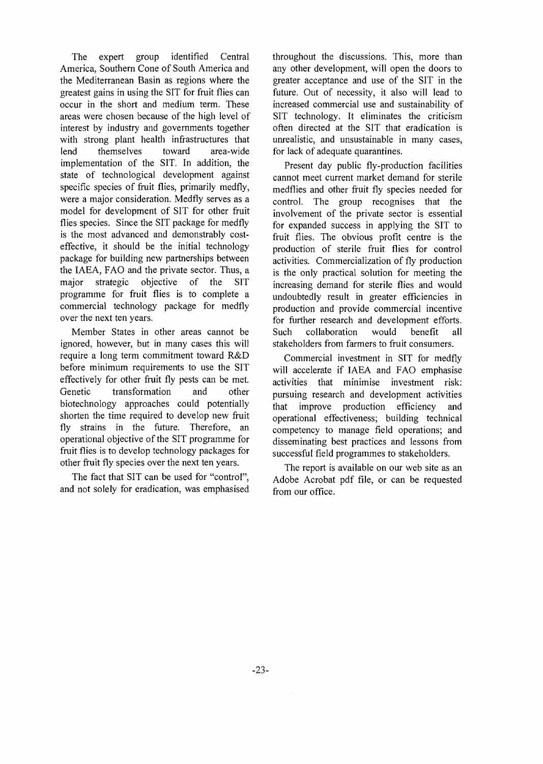The expert group identified Central America, Southern Cone of South America and the Mediterranean Basin as regions where the greatest gains in using the SIT for fruit flies can occur in the short and medium term. These areas were chosen because of the high level of interest by industry and governments together with strong plant health infrastructures that lend themselves toward area-wide implementation of the SIT. In addition, the state of technological development against specific species of fruit flies, primarily medfly, were a major consideration. Medfly serves as a model for development of SIT for other fruit flies species. Since the SIT package for medfly is the most advanced and demonstrably cost-effective, it should be the initial technology package for building new partnerships between the IAEA, FAO and the private sector. Thus, a major strategic objective of the SIT programme for fruit flies is to complete a commercial technology package for medfly over the next ten years.

Member States in other areas cannot be ignored, however, but in many cases this will require a long term commitment toward R&D before minimum requirements to use the SIT effectively for other fruit fly pests can be met. Genetic transformation and other biotechnology approaches could potentially shorten the time required to develop new fruit fly strains in the future. Therefore, an operational objective of the SIT programme for fruit flies is to develop technology packages for other fruit fly species over the next ten years.

The fact that SIT can be used for "control", and not solely for eradication, was emphasised throughout the discussions. This, more than any other development, will open the doors to greater acceptance and use of the SIT in the future. Out of necessity, it also will lead to increased commercial use and sustainability of SIT technology. It eliminates the criticism often directed at the SIT that eradication is unrealistic, and unsustainable in many cases, for lack of adequate quarantines.

Present day public fly-production facilities cannot meet current market demand for sterile medflies and other fruit fly species needed for control. The group recognises that the involvement of the private sector is essential for expanded success in applying the SIT to fruit flies. The obvious profit centre is the production of sterile fruit flies for control activities. Commercialization of fly production is the only practical solution for meeting the increasing demand for sterile flies and would undoubtedly result in greater efficiencies in production and provide commercial incentive for further research and development efforts. Such collaboration would benefit all stakeholders from farmers to fruit consumers.

Commercial investment in SIT for medfly will accelerate if IAEA and FAO emphasise activities that minimise investment risk: pursuing research and development activities that improve production efficiency and operational effectiveness; building technical competency to manage field operations; and disseminating best practices and lessons from successful field programmes to stakeholders.

The report is available on our web site as an Adobe Acrobat pdf file, or can be requested from our office.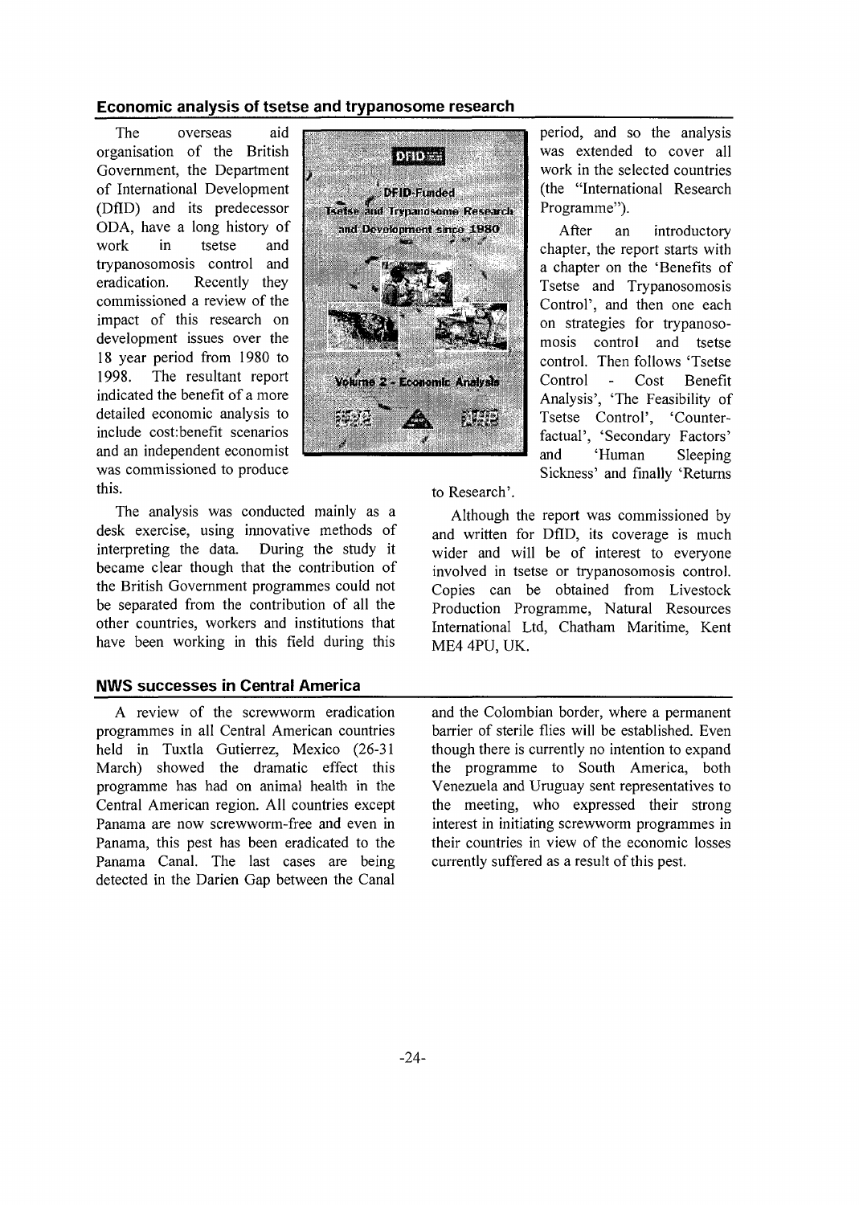## Economic analysis of tsetse and trypanosome research

The overseas aid organisation of the British Government, the Department of International Development (DfID) and its predecessor ODA, have a long history of work in tsetse and trypanosomosis control and eradication. Recently they commissioned a review of the impact of this research on development issues over the 18 year period from 1980 to 1998. The resultant report indicated the benefit of a more detailed economic analysis to include cost:benefit scenarios and an independent economist was commissioned to produce this.

The analysis was conducted mainly as a desk exercise, using innovative methods of interpreting the data. During the study it became clear though that the contribution of the British Government programmes could not be separated from the contribution of all the other countries, workers and institutions that have been working in this field during this period, and so the analysis was extended to cover all work in the selected countries (the "International Research Programme").

After an introductory chapter, the report starts with a chapter on the 'Benefits of Tsetse and Trypanosomosis Control', and then one each on strategies for trypanosomosis control and tsetse control. Then follows 'Tsetse Control - Cost Benefit Analysis', 'The Feasibility of Tsetse Control', 'Counter-factual', 'Secondary Factors' and 'Human Sleeping Sickness' and finally 'Returns to Research'.

Although the report was commissioned by and written for DfID, its coverage is much wider and will be of interest to everyone involved in tsetse or trypanosomosis control. Copies can be obtained from Livestock Production Programme, Natural Resources International Ltd, Chatham Maritime, Kent ME4 4PU, UK.

## NWS successes in Central America

A review of the screwworm eradication programmes in all Central American countries held in Tuxtla Gutierrez, Mexico (26-31 March) showed the dramatic effect this programme has had on animal health in the Central American region. All countries except Panama are now screwworm-free and even in Panama, this pest has been eradicated to the Panama Canal. The last cases are being detected in the Darien Gap between the Canal and the Colombian border, where a permanent barrier of sterile flies will be established. Even though there is currently no intention to expand the programme to South America, both Venezuela and Uruguay sent representatives to the meeting, who expressed their strong interest in initiating screwworm programmes in their countries in view of the economic losses currently suffered as a result of this pest.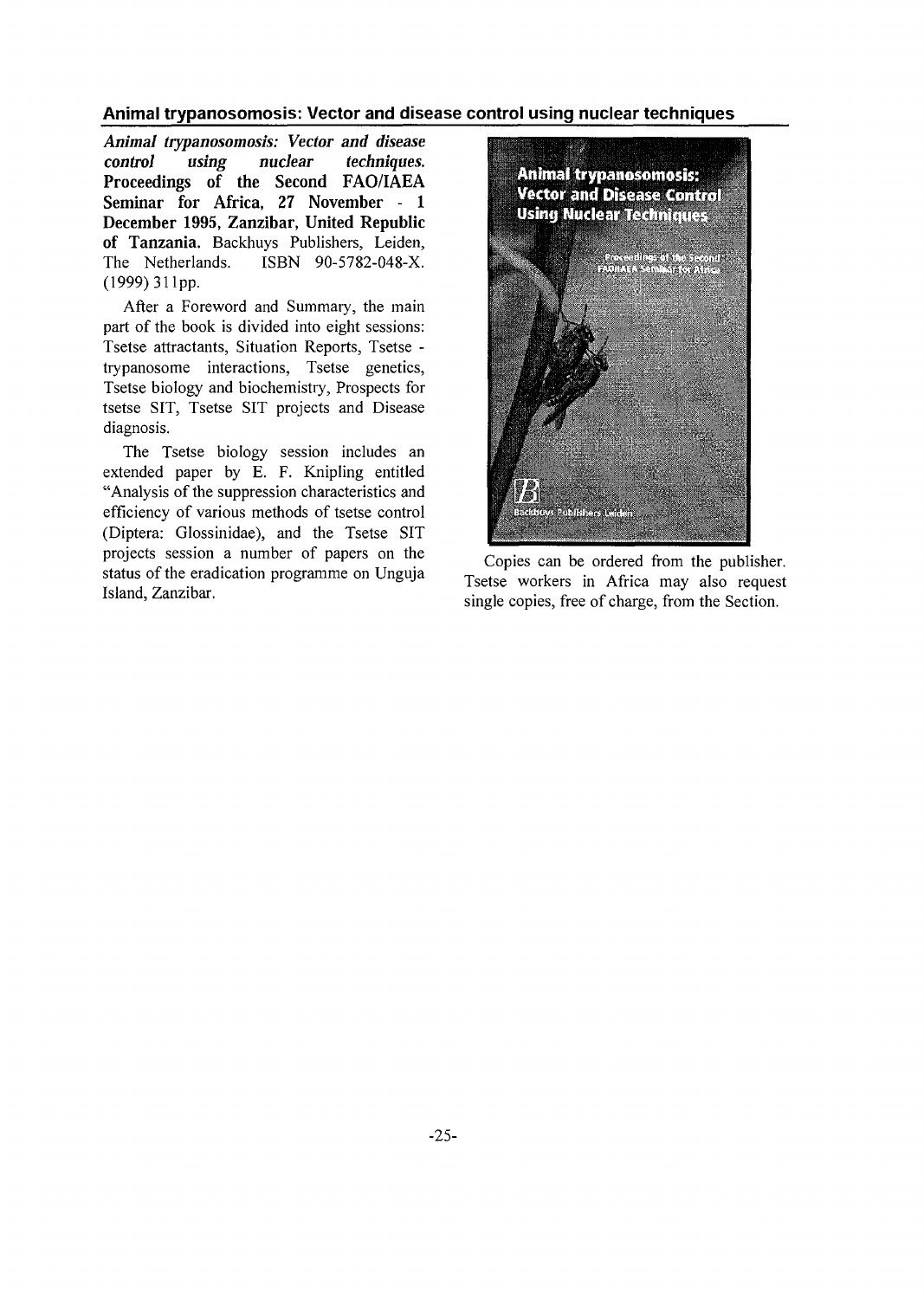## Animal trypanosomosis: Vector and disease control using nuclear techniques

***Animal trypanosomosis: Vector and disease control using nuclear techniques.* Proceedings of the Second FAO/IAEA Seminar for Africa, 27 November - 1 December 1995, Zanzibar, United Republic of Tanzania.** Backhuys Publishers, Leiden, The Netherlands. ISBN 90-5782-048-X. (1999) 311pp.

After a Foreword and Summary, the main part of the book is divided into eight sessions: Tsetse attractants, Situation Reports, Tsetse - trypanosome interactions, Tsetse genetics, Tsetse biology and biochemistry, Prospects for tsetse SIT, Tsetse SIT projects and Disease diagnosis.

The Tsetse biology session includes an extended paper by E. F. Knipling entitled "Analysis of the suppression characteristics and efficiency of various methods of tsetse control (Diptera: Glossinidae), and the Tsetse SIT projects session a number of papers on the status of the eradication programme on Unguja Island, Zanzibar.

Copies can be ordered from the publisher. Tsetse workers in Africa may also request single copies, free of charge, from the Section.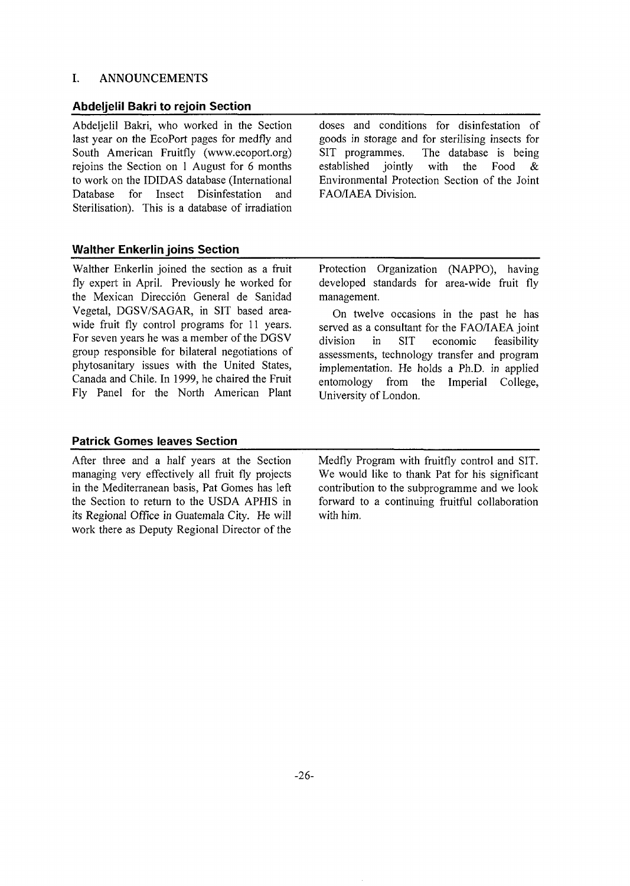# I. ANNOUNCEMENTS

## Abdeljelil Bakri to rejoin Section

Abdeljelil Bakri, who worked in the Section last year on the EcoPort pages for medfly and South American Fruitfly (www.ecoport.org) rejoins the Section on 1 August for 6 months to work on the IDIDAS database (International Database for Insect Disinfestation and Sterilisation). This is a database of irradiation doses and conditions for disinfestation of goods in storage and for sterilising insects for SIT programmes. The database is being established jointly with the Food & Environmental Protection Section of the Joint FAO/IAEA Division.

## Walther Enkerlin joins Section

Walther Enkerlin joined the section as a fruit fly expert in April. Previously he worked for the Mexican Dirección General de Sanidad Vegetal, DGSV/SAGAR, in SIT based area-wide fruit fly control programs for 11 years. For seven years he was a member of the DGSV group responsible for bilateral negotiations of phytosanitary issues with the United States, Canada and Chile. In 1999, he chaired the Fruit Fly Panel for the North American Plant Protection Organization (NAPPO), having developed standards for area-wide fruit fly management.

On twelve occasions in the past he has served as a consultant for the FAO/IAEA joint division in SIT economic feasibility assessments, technology transfer and program implementation. He holds a Ph.D. in applied entomology from the Imperial College, University of London.

## Patrick Gomes leaves Section

After three and a half years at the Section managing very effectively all fruit fly projects in the Mediterranean basis, Pat Gomes has left the Section to return to the USDA APHIS in its Regional Office in Guatemala City. He will work there as Deputy Regional Director of the Medfly Program with fruitfly control and SIT. We would like to thank Pat for his significant contribution to the subprogramme and we look forward to a continuing fruitful collaboration with him.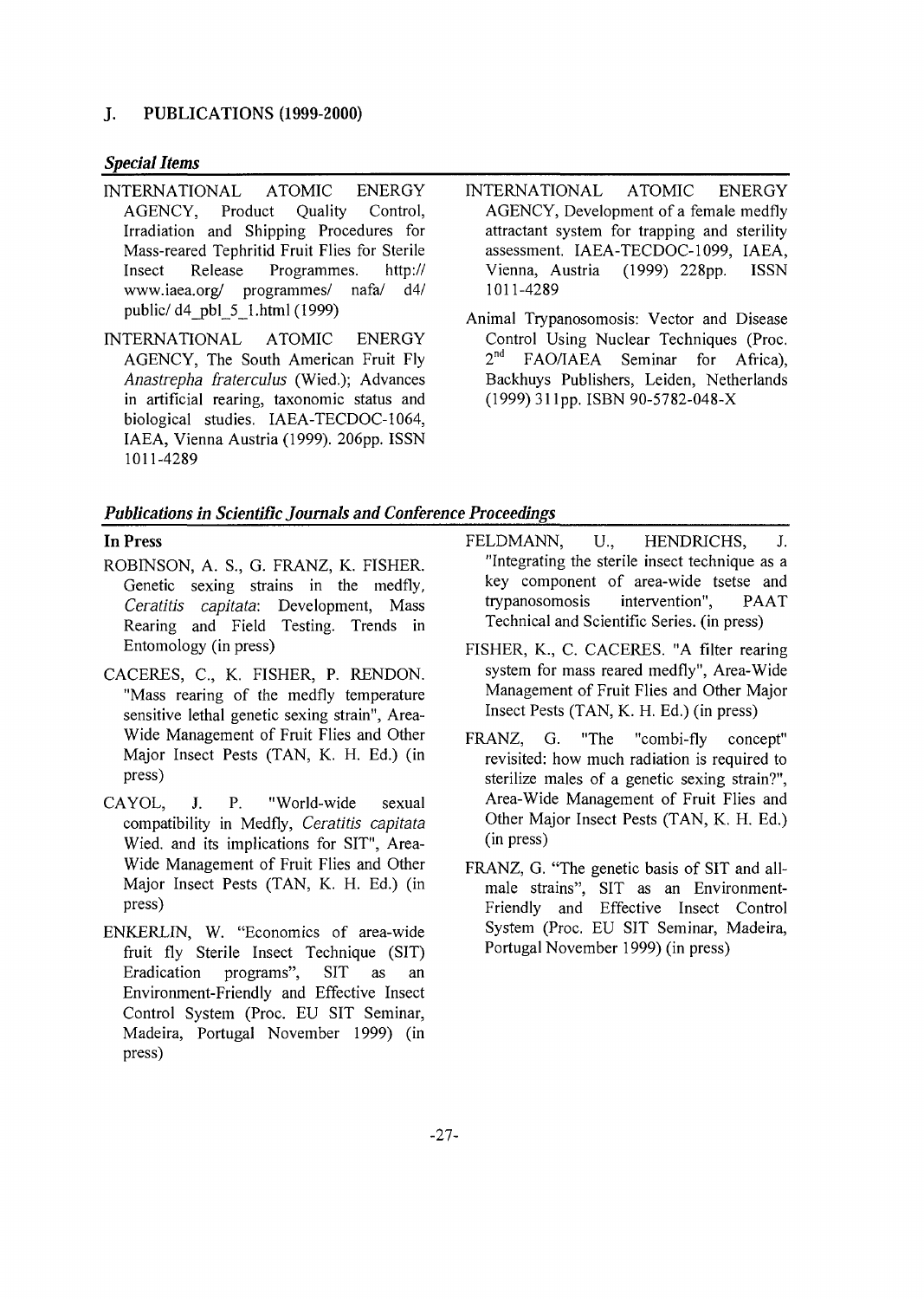## J. PUBLICATIONS (1999-2000)

### *Special Items*

INTERNATIONAL ATOMIC ENERGY AGENCY, Product Quality Control, Irradiation and Shipping Procedures for Mass-reared Tephritid Fruit Flies for Sterile Insect Release Programmes. http:// www.iaea.org/ programmes/ nafa/ d4/ public/ d4_pbl_5_1.html (1999)

INTERNATIONAL ATOMIC ENERGY AGENCY, The South American Fruit Fly *Anastrepha fraterculus* (Wied.); Advances in artificial rearing, taxonomic status and biological studies. IAEA-TECDOC-1064, IAEA, Vienna Austria (1999). 206pp. ISSN 1011-4289

INTERNATIONAL ATOMIC ENERGY AGENCY, Development of a female medfly attractant system for trapping and sterility assessment. IAEA-TECDOC-1099, IAEA, Vienna, Austria (1999) 228pp. ISSN 1011-4289

Animal Trypanosomosis: Vector and Disease Control Using Nuclear Techniques (Proc. 2nd FAO/IAEA Seminar for Africa), Backhuys Publishers, Leiden, Netherlands (1999) 311pp. ISBN 90-5782-048-X

### *Publications in Scientific Journals and Conference Proceedings*

**In Press**

ROBINSON, A. S., G. FRANZ, K. FISHER. Genetic sexing strains in the medfly, *Ceratitis capitata*: Development, Mass Rearing and Field Testing. Trends in Entomology (in press)

CACERES, C., K. FISHER, P. RENDON. "Mass rearing of the medfly temperature sensitive lethal genetic sexing strain", Area-Wide Management of Fruit Flies and Other Major Insect Pests (TAN, K. H. Ed.) (in press)

CAYOL, J. P. "World-wide sexual compatibility in Medfly, *Ceratitis capitata* Wied. and its implications for SIT", Area-Wide Management of Fruit Flies and Other Major Insect Pests (TAN, K. H. Ed.) (in press)

ENKERLIN, W. "Economics of area-wide fruit fly Sterile Insect Technique (SIT) Eradication programs", SIT as an Environment-Friendly and Effective Insect Control System (Proc. EU SIT Seminar, Madeira, Portugal November 1999) (in press)

FELDMANN, U., HENDRICHS, J. "Integrating the sterile insect technique as a key component of area-wide tsetse and trypanosomosis intervention", PAAT Technical and Scientific Series. (in press)

FISHER, K., C. CACERES. "A filter rearing system for mass reared medfly", Area-Wide Management of Fruit Flies and Other Major Insect Pests (TAN, K. H. Ed.) (in press)

FRANZ, G. "The "combi-fly concept" revisited: how much radiation is required to sterilize males of a genetic sexing strain?", Area-Wide Management of Fruit Flies and Other Major Insect Pests (TAN, K. H. Ed.) (in press)

FRANZ, G. "The genetic basis of SIT and all-male strains", SIT as an Environment-Friendly and Effective Insect Control System (Proc. EU SIT Seminar, Madeira, Portugal November 1999) (in press)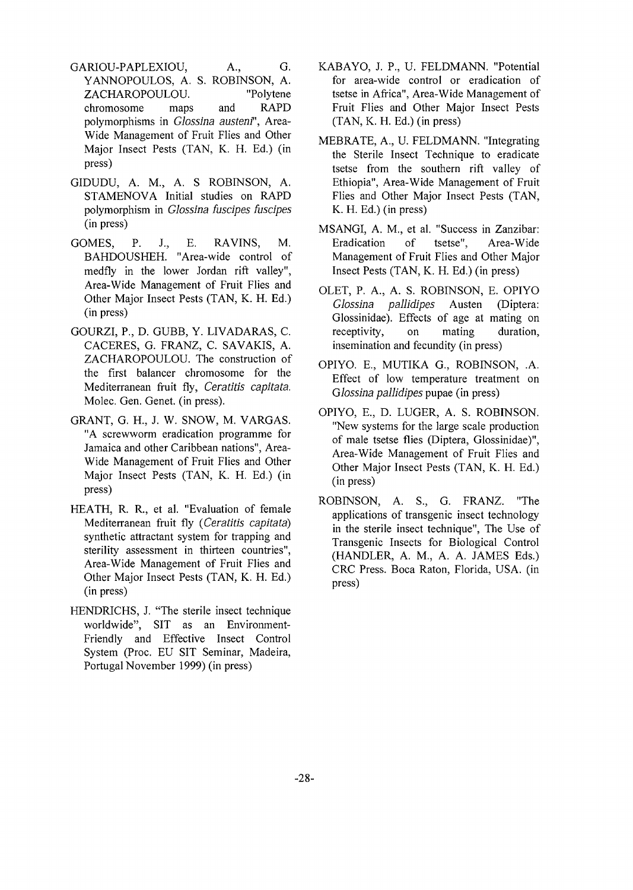GARIOU-PAPLEXIOU, A., G. YANNOPOULOS, A. S. ROBINSON, A. ZACHAROPOULOU. "Polytene chromosome maps and RAPD polymorphisms in *Glossina austeni*", Area-Wide Management of Fruit Flies and Other Major Insect Pests (TAN, K. H. Ed.) (in press)

GIDUDU, A. M., A. S ROBINSON, A. STAMENOVA Initial studies on RAPD polymorphism in *Glossina fuscipes fuscipes* (in press)

GOMES, P. J., E. RAVINS, M. BAHDOUSHEH. "Area-wide control of medfly in the lower Jordan rift valley", Area-Wide Management of Fruit Flies and Other Major Insect Pests (TAN, K. H. Ed.) (in press)

GOURZI, P., D. GUBB, Y. LIVADARAS, C. CACERES, G. FRANZ, C. SAVAKIS, A. ZACHAROPOULOU. The construction of the first balancer chromosome for the Mediterranean fruit fly, *Ceratitis capitata*. Molec. Gen. Genet. (in press).

GRANT, G. H., J. W. SNOW, M. VARGAS. "A screwworm eradication programme for Jamaica and other Caribbean nations", Area-Wide Management of Fruit Flies and Other Major Insect Pests (TAN, K. H. Ed.) (in press)

HEATH, R. R., et al. "Evaluation of female Mediterranean fruit fly (*Ceratitis capitata*) synthetic attractant system for trapping and sterility assessment in thirteen countries", Area-Wide Management of Fruit Flies and Other Major Insect Pests (TAN, K. H. Ed.) (in press)

HENDRICHS, J. "The sterile insect technique worldwide", SIT as an Environment-Friendly and Effective Insect Control System (Proc. EU SIT Seminar, Madeira, Portugal November 1999) (in press)

KABAYO, J. P., U. FELDMANN. "Potential for area-wide control or eradication of tsetse in Africa", Area-Wide Management of Fruit Flies and Other Major Insect Pests (TAN, K. H. Ed.) (in press)

MEBRATE, A., U. FELDMANN. "Integrating the Sterile Insect Technique to eradicate tsetse from the southern rift valley of Ethiopia", Area-Wide Management of Fruit Flies and Other Major Insect Pests (TAN, K. H. Ed.) (in press)

MSANGI, A. M., et al. "Success in Zanzibar: Eradication of tsetse", Area-Wide Management of Fruit Flies and Other Major Insect Pests (TAN, K. H. Ed.) (in press)

OLET, P. A., A. S. ROBINSON, E. OPIYO *Glossina pallidipes* Austen (Diptera: Glossinidae). Effects of age at mating on receptivity, on mating duration, insemination and fecundity (in press)

OPIYO. E., MUTIKA G., ROBINSON, .A. Effect of low temperature treatment on *Glossina pallidipes* pupae (in press)

OPIYO, E., D. LUGER, A. S. ROBINSON. "New systems for the large scale production of male tsetse flies (Diptera, Glossinidae)", Area-Wide Management of Fruit Flies and Other Major Insect Pests (TAN, K. H. Ed.) (in press)

ROBINSON, A. S., G. FRANZ. "The applications of transgenic insect technology in the sterile insect technique", The Use of Transgenic Insects for Biological Control (HANDLER, A. M., A. A. JAMES Eds.) CRC Press. Boca Raton, Florida, USA. (in press)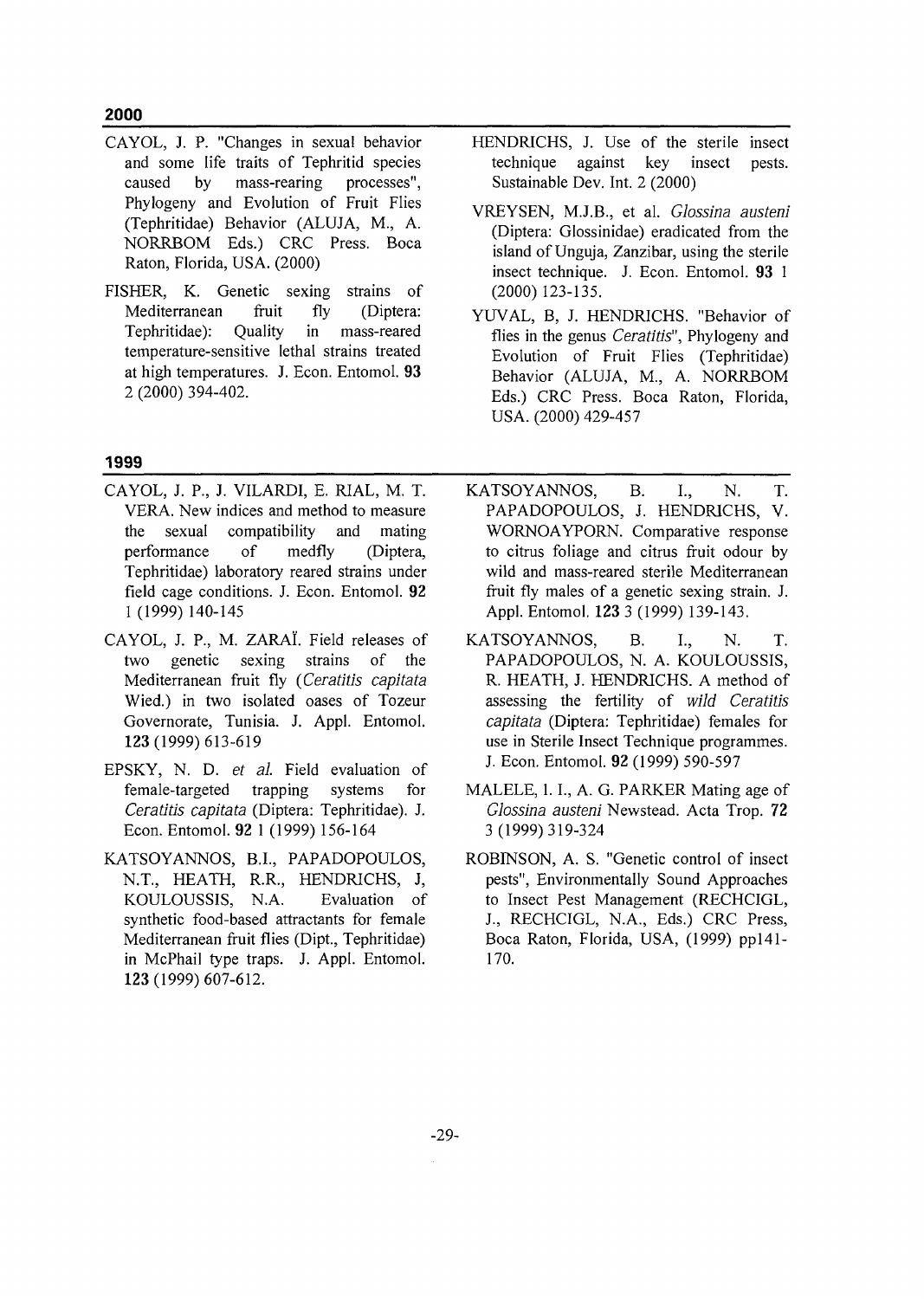## 2000

CAYOL, J. P. "Changes in sexual behavior and some life traits of Tephritid species caused by mass-rearing processes", Phylogeny and Evolution of Fruit Flies (Tephritidae) Behavior (ALUJA, M., A. NORRBOM Eds.) CRC Press. Boca Raton, Florida, USA. (2000)

FISHER, K. Genetic sexing strains of Mediterranean fruit fly (Diptera: Tephritidae): Quality in mass-reared temperature-sensitive lethal strains treated at high temperatures. J. Econ. Entomol. **93** 2 (2000) 394-402.

HENDRICHS, J. Use of the sterile insect technique against key insect pests. Sustainable Dev. Int. 2 (2000)

VREYSEN, M.J.B., et al. *Glossina austeni* (Diptera: Glossinidae) eradicated from the island of Unguja, Zanzibar, using the sterile insect technique. J. Econ. Entomol. **93** 1 (2000) 123-135.

YUVAL, B, J. HENDRICHS. "Behavior of flies in the genus *Ceratitis*", Phylogeny and Evolution of Fruit Flies (Tephritidae) Behavior (ALUJA, M., A. NORRBOM Eds.) CRC Press. Boca Raton, Florida, USA. (2000) 429-457

## 1999

CAYOL, J. P., J. VILARDI, E. RIAL, M. T. VERA. New indices and method to measure the sexual compatibility and mating performance of medfly (Diptera, Tephritidae) laboratory reared strains under field cage conditions. J. Econ. Entomol. **92** 1 (1999) 140-145

CAYOL, J. P., M. ZARAÏ. Field releases of two genetic sexing strains of the Mediterranean fruit fly (*Ceratitis capitata* Wied.) in two isolated oases of Tozeur Governorate, Tunisia. J. Appl. Entomol. **123** (1999) 613-619

EPSKY, N. D. *et al.* Field evaluation of female-targeted trapping systems for *Ceratitis capitata* (Diptera: Tephritidae). J. Econ. Entomol. **92** 1 (1999) 156-164

KATSOYANNOS, B.I., PAPADOPOULOS, N.T., HEATH, R.R., HENDRICHS, J, KOULOUSSIS, N.A. Evaluation of synthetic food-based attractants for female Mediterranean fruit flies (Dipt., Tephritidae) in McPhail type traps. J. Appl. Entomol. **123** (1999) 607-612.

KATSOYANNOS, B. I., N. T. PAPADOPOULOS, J. HENDRICHS, V. WORNOAYPORN. Comparative response to citrus foliage and citrus fruit odour by wild and mass-reared sterile Mediterranean fruit fly males of a genetic sexing strain. J. Appl. Entomol. **123** 3 (1999) 139-143.

KATSOYANNOS, B. I., N. T. PAPADOPOULOS, N. A. KOULOUSSIS, R. HEATH, J. HENDRICHS. A method of assessing the fertility of *wild Ceratitis capitata* (Diptera: Tephritidae) females for use in Sterile Insect Technique programmes. J. Econ. Entomol. **92** (1999) 590-597

MALELE, I. I., A. G. PARKER Mating age of *Glossina austeni* Newstead. Acta Trop. **72** 3 (1999) 319-324

ROBINSON, A. S. "Genetic control of insect pests", Environmentally Sound Approaches to Insect Pest Management (RECHCIGL, J., RECHCIGL, N.A., Eds.) CRC Press, Boca Raton, Florida, USA, (1999) pp141-170.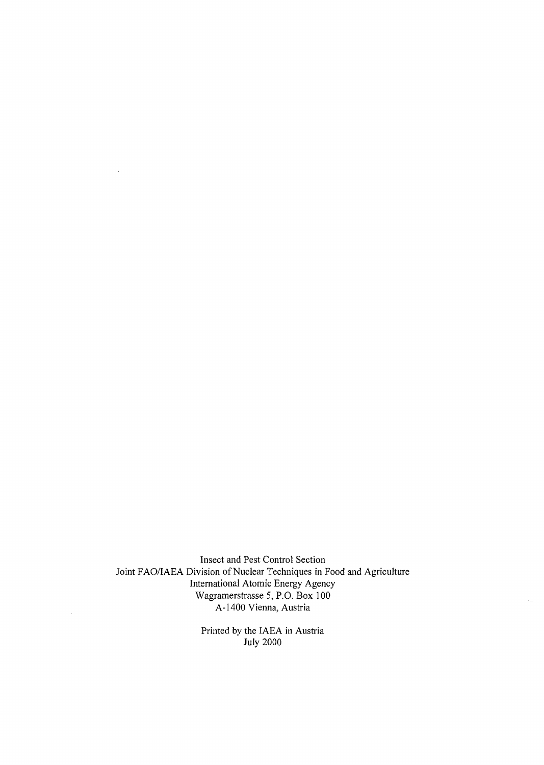Insect and Pest Control Section
Joint FAO/IAEA Division of Nuclear Techniques in Food and Agriculture
International Atomic Energy Agency
Wagramerstrasse 5, P.O. Box 100
A-1400 Vienna, Austria

Printed by the IAEA in Austria
July 2000